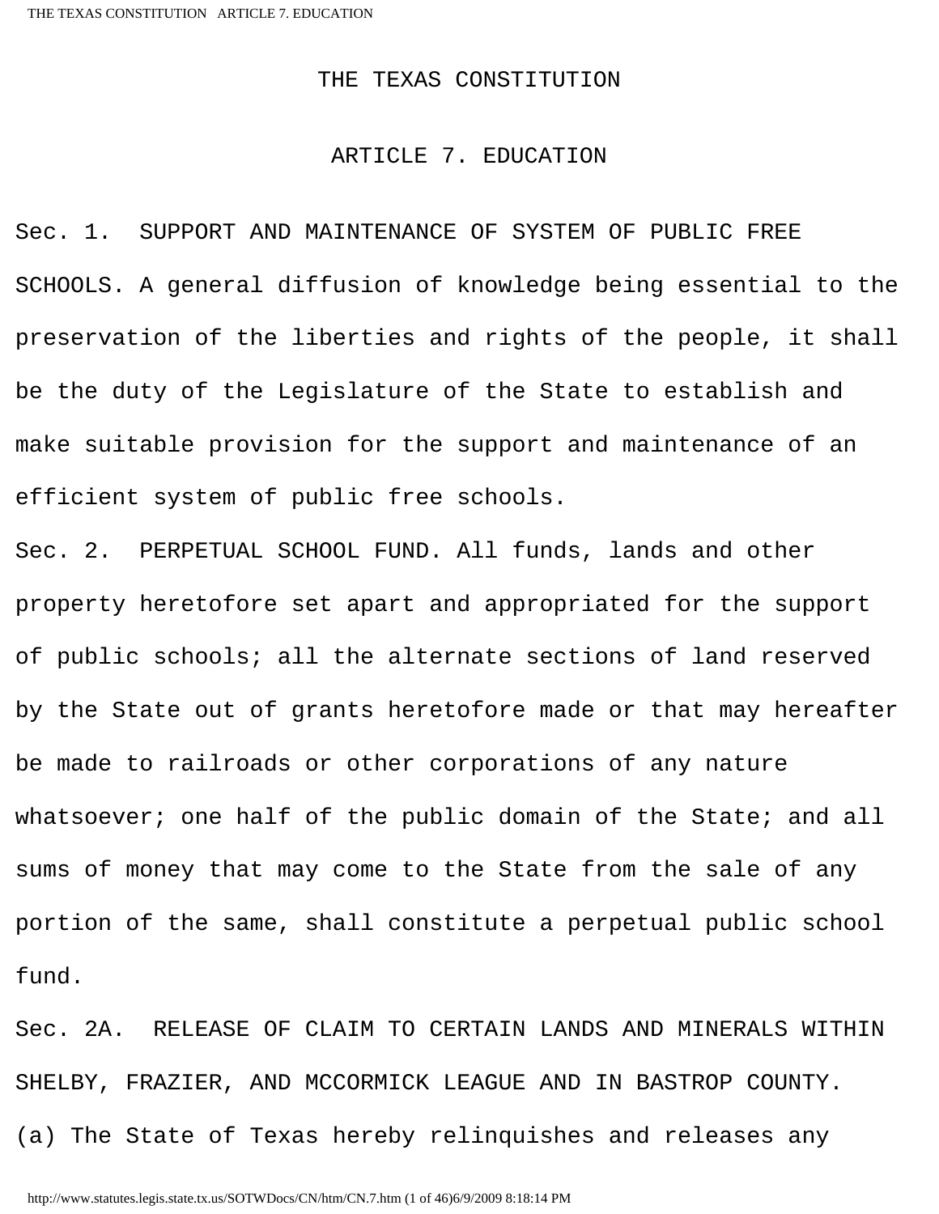# THE TEXAS CONSTITUTION

## ARTICLE 7. EDUCATION

Sec. 1. SUPPORT AND MAINTENANCE OF SYSTEM OF PUBLIC FREE SCHOOLS. A general diffusion of knowledge being essential to the preservation of the liberties and rights of the people, it shall be the duty of the Legislature of the State to establish and make suitable provision for the support and maintenance of an efficient system of public free schools.

Sec. 2. PERPETUAL SCHOOL FUND. All funds, lands and other property heretofore set apart and appropriated for the support of public schools; all the alternate sections of land reserved by the State out of grants heretofore made or that may hereafter be made to railroads or other corporations of any nature whatsoever; one half of the public domain of the State; and all sums of money that may come to the State from the sale of any portion of the same, shall constitute a perpetual public school fund.

Sec. 2A. RELEASE OF CLAIM TO CERTAIN LANDS AND MINERALS WITHIN SHELBY, FRAZIER, AND MCCORMICK LEAGUE AND IN BASTROP COUNTY.

(a) The State of Texas hereby relinquishes and releases any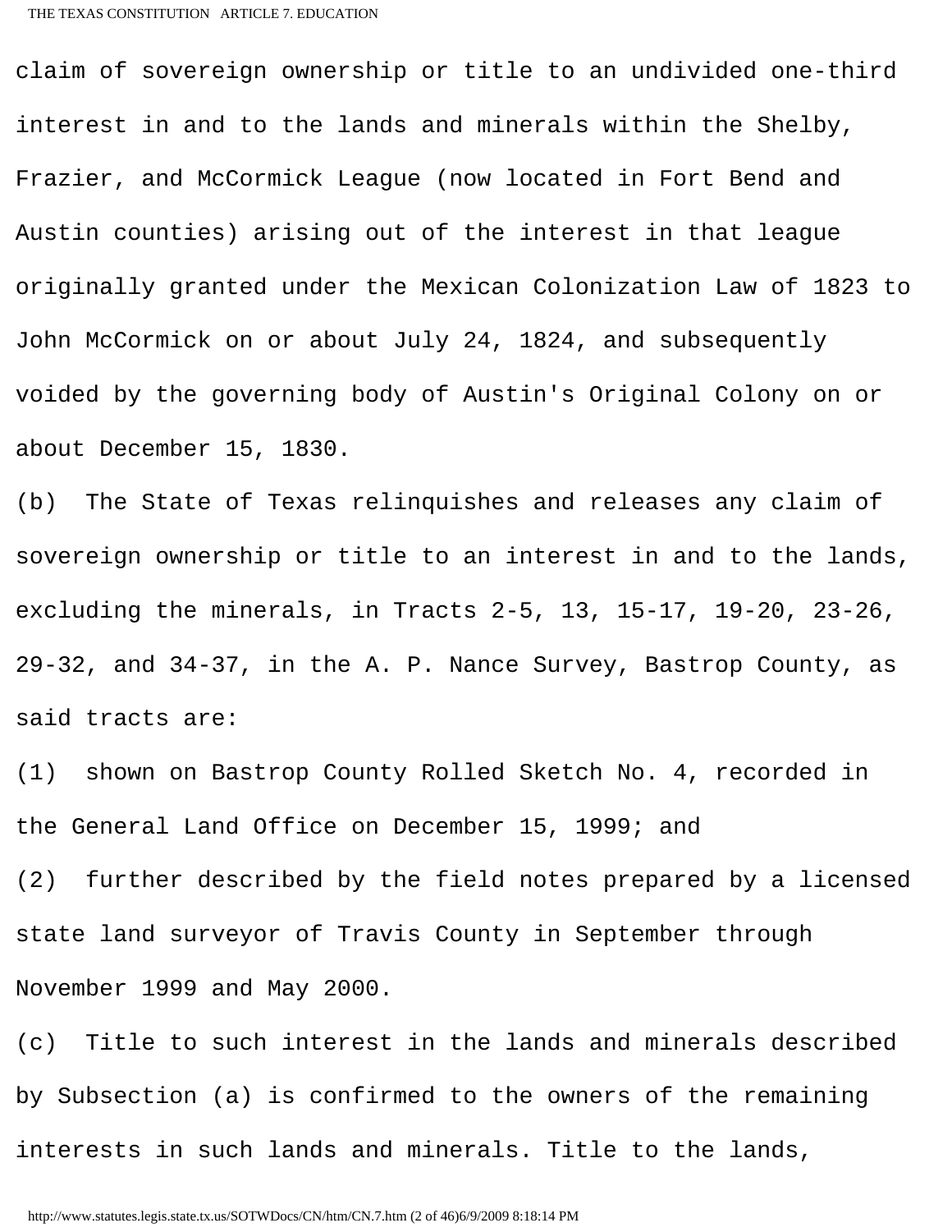claim of sovereign ownership or title to an undivided one-third interest in and to the lands and minerals within the Shelby, Frazier, and McCormick League (now located in Fort Bend and Austin counties) arising out of the interest in that league originally granted under the Mexican Colonization Law of 1823 to John McCormick on or about July 24, 1824, and subsequently voided by the governing body of Austin's Original Colony on or about December 15, 1830.

(b) The State of Texas relinquishes and releases any claim of sovereign ownership or title to an interest in and to the lands, excluding the minerals, in Tracts 2-5, 13, 15-17, 19-20, 23-26, 29-32, and 34-37, in the A. P. Nance Survey, Bastrop County, as said tracts are:

(1) shown on Bastrop County Rolled Sketch No. 4, recorded in the General Land Office on December 15, 1999; and

(2) further described by the field notes prepared by a licensed state land surveyor of Travis County in September through November 1999 and May 2000.

(c) Title to such interest in the lands and minerals described by Subsection (a) is confirmed to the owners of the remaining interests in such lands and minerals. Title to the lands,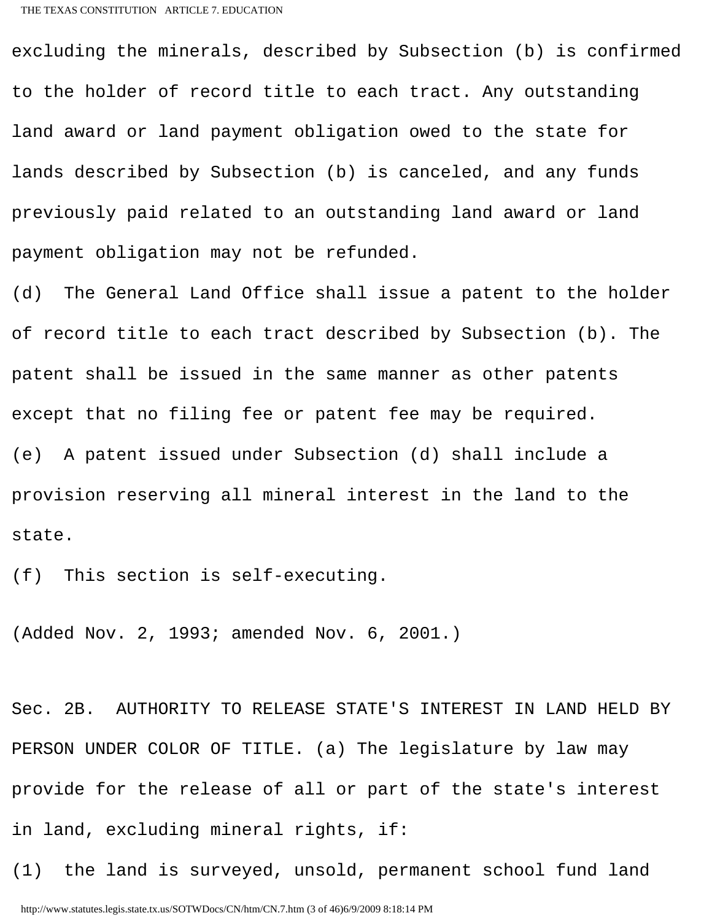excluding the minerals, described by Subsection (b) is confirmed to the holder of record title to each tract. Any outstanding land award or land payment obligation owed to the state for lands described by Subsection (b) is canceled, and any funds previously paid related to an outstanding land award or land payment obligation may not be refunded.

(d) The General Land Office shall issue a patent to the holder of record title to each tract described by Subsection (b). The patent shall be issued in the same manner as other patents except that no filing fee or patent fee may be required.

(e) A patent issued under Subsection (d) shall include a provision reserving all mineral interest in the land to the state.

(f) This section is self-executing.

(Added Nov. 2, 1993; amended Nov. 6, 2001.)

Sec. 2B. AUTHORITY TO RELEASE STATE'S INTEREST IN LAND HELD BY PERSON UNDER COLOR OF TITLE. (a) The legislature by law may provide for the release of all or part of the state's interest in land, excluding mineral rights, if:

(1) the land is surveyed, unsold, permanent school fund land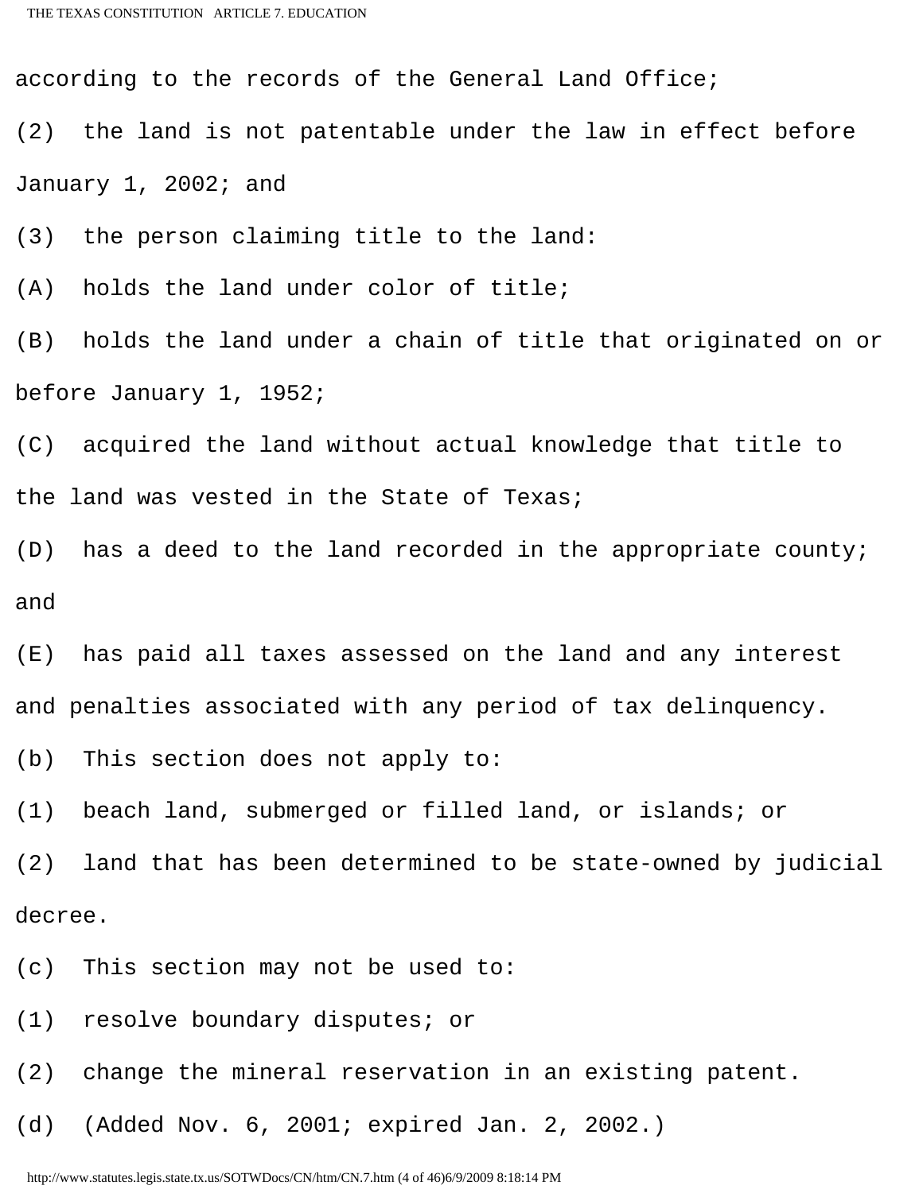according to the records of the General Land Office;

(2) the land is not patentable under the law in effect before January 1, 2002; and

(3) the person claiming title to the land:

(A) holds the land under color of title;

(B) holds the land under a chain of title that originated on or before January 1, 1952;

(C) acquired the land without actual knowledge that title to the land was vested in the State of Texas;

(D) has a deed to the land recorded in the appropriate county; and

(E) has paid all taxes assessed on the land and any interest and penalties associated with any period of tax delinquency.

(b) This section does not apply to:

(1) beach land, submerged or filled land, or islands; or

(2) land that has been determined to be state-owned by judicial decree.

(c) This section may not be used to:

(1) resolve boundary disputes; or

(2) change the mineral reservation in an existing patent.

(d) (Added Nov. 6, 2001; expired Jan. 2, 2002.)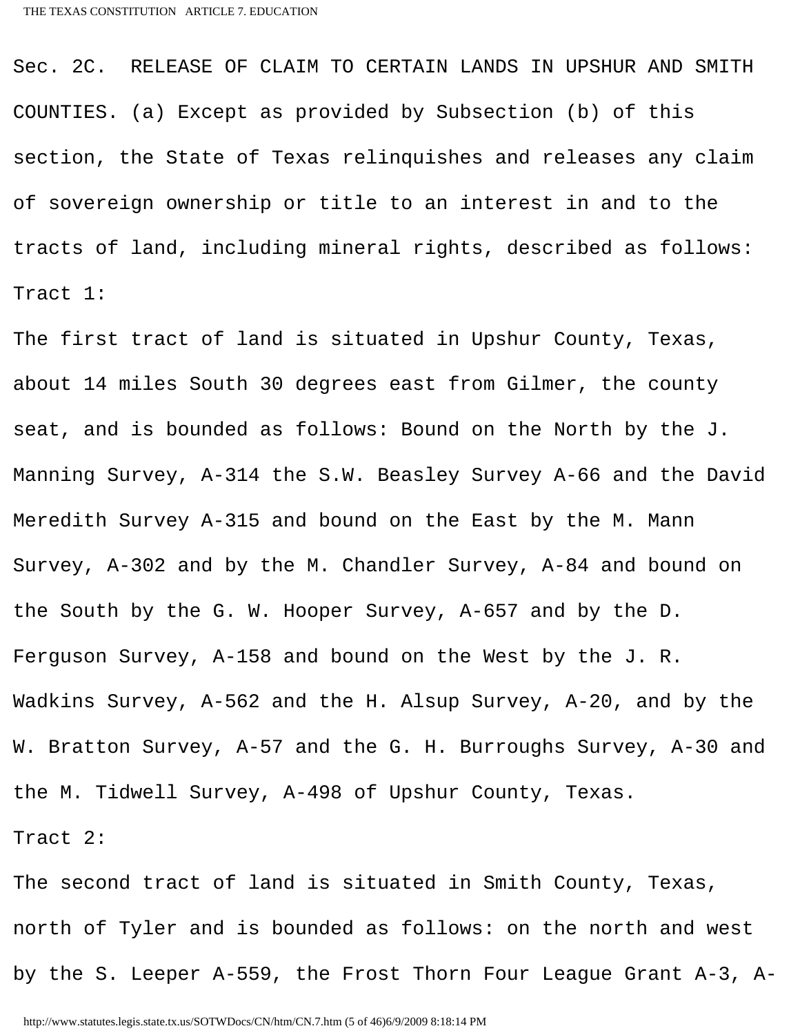Sec. 2C. RELEASE OF CLAIM TO CERTAIN LANDS IN UPSHUR AND SMITH COUNTIES. (a) Except as provided by Subsection (b) of this section, the State of Texas relinquishes and releases any claim of sovereign ownership or title to an interest in and to the tracts of land, including mineral rights, described as follows:

Tract 1:

The first tract of land is situated in Upshur County, Texas, about 14 miles South 30 degrees east from Gilmer, the county seat, and is bounded as follows: Bound on the North by the J. Manning Survey, A-314 the S.W. Beasley Survey A-66 and the David Meredith Survey A-315 and bound on the East by the M. Mann Survey, A-302 and by the M. Chandler Survey, A-84 and bound on the South by the G. W. Hooper Survey, A-657 and by the D. Ferguson Survey, A-158 and bound on the West by the J. R. Wadkins Survey, A-562 and the H. Alsup Survey, A-20, and by the W. Bratton Survey, A-57 and the G. H. Burroughs Survey, A-30 and the M. Tidwell Survey, A-498 of Upshur County, Texas.

Tract 2:

The second tract of land is situated in Smith County, Texas, north of Tyler and is bounded as follows: on the north and west by the S. Leeper A-559, the Frost Thorn Four League Grant A-3, A-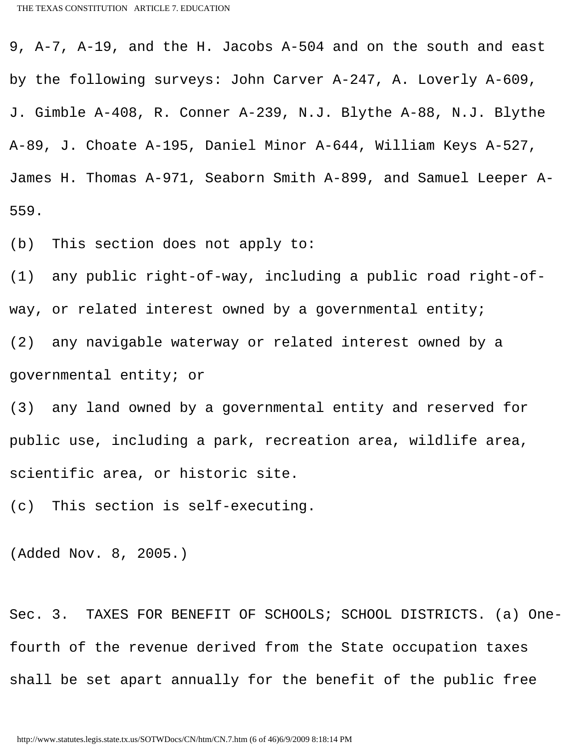9, A-7, A-19, and the H. Jacobs A-504 and on the south and east by the following surveys: John Carver A-247, A. Loverly A-609, J. Gimble A-408, R. Conner A-239, N.J. Blythe A-88, N.J. Blythe A-89, J. Choate A-195, Daniel Minor A-644, William Keys A-527, James H. Thomas A-971, Seaborn Smith A-899, and Samuel Leeper A-559.

(b) This section does not apply to:

(1) any public right-of-way, including a public road right-of-way, or related interest owned by a governmental entity;

(2) any navigable waterway or related interest owned by a governmental entity; or

(3) any land owned by a governmental entity and reserved for public use, including a park, recreation area, wildlife area, scientific area, or historic site.

(c) This section is self-executing.

(Added Nov. 8, 2005.)

Sec. 3. TAXES FOR BENEFIT OF SCHOOLS; SCHOOL DISTRICTS. (a) One-fourth of the revenue derived from the State occupation taxes shall be set apart annually for the benefit of the public free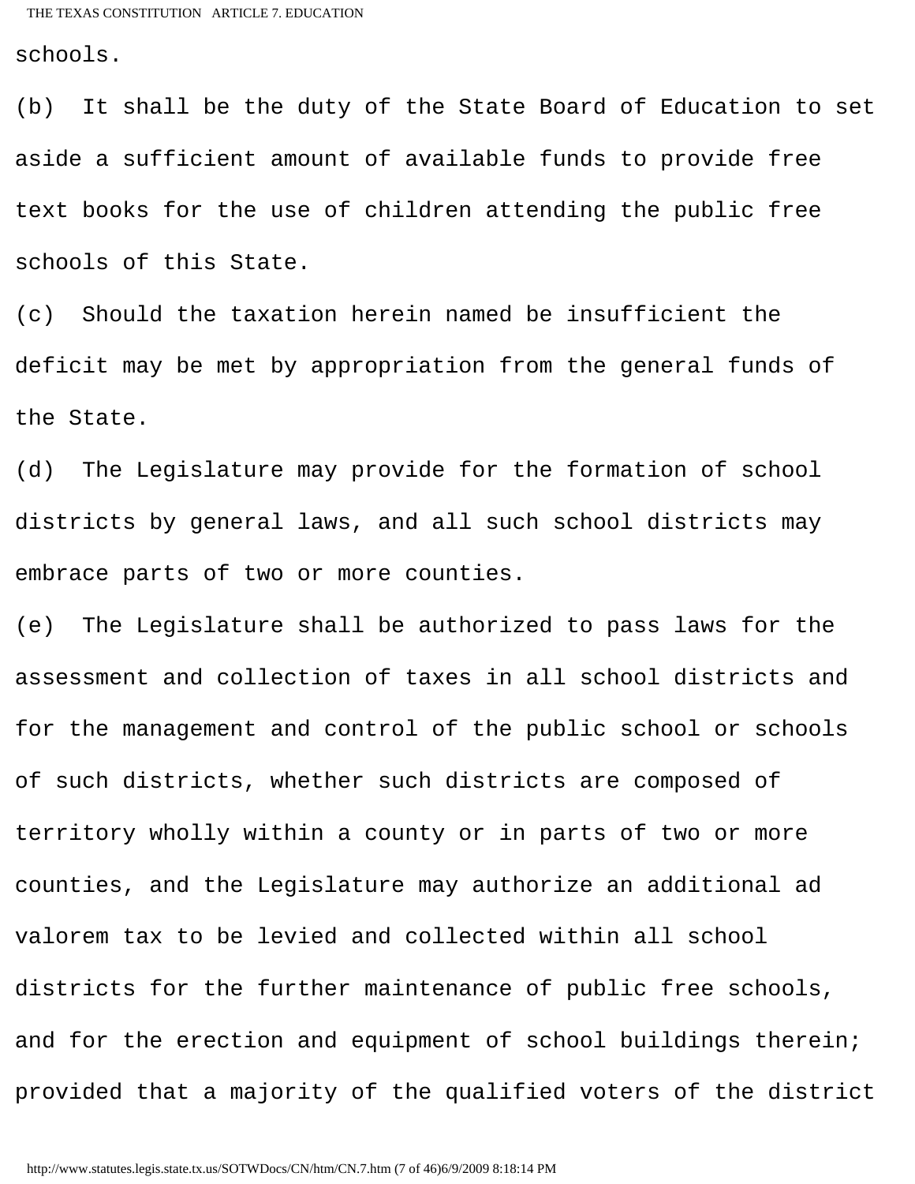schools.

(b) It shall be the duty of the State Board of Education to set aside a sufficient amount of available funds to provide free text books for the use of children attending the public free schools of this State.

(c) Should the taxation herein named be insufficient the deficit may be met by appropriation from the general funds of the State.

(d) The Legislature may provide for the formation of school districts by general laws, and all such school districts may embrace parts of two or more counties.

(e) The Legislature shall be authorized to pass laws for the assessment and collection of taxes in all school districts and for the management and control of the public school or schools of such districts, whether such districts are composed of territory wholly within a county or in parts of two or more counties, and the Legislature may authorize an additional ad valorem tax to be levied and collected within all school districts for the further maintenance of public free schools, and for the erection and equipment of school buildings therein; provided that a majority of the qualified voters of the district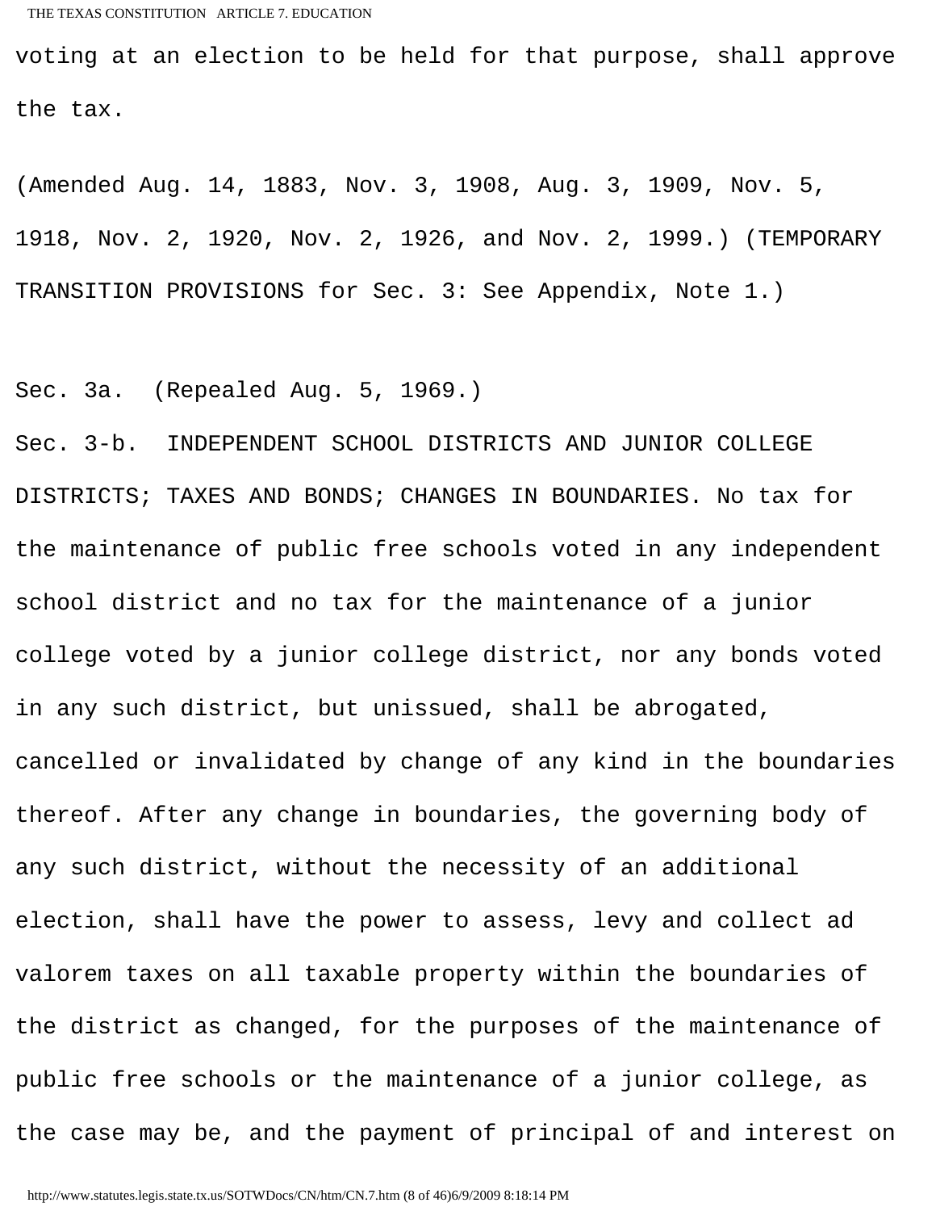voting at an election to be held for that purpose, shall approve the tax.

(Amended Aug. 14, 1883, Nov. 3, 1908, Aug. 3, 1909, Nov. 5, 1918, Nov. 2, 1920, Nov. 2, 1926, and Nov. 2, 1999.) (TEMPORARY TRANSITION PROVISIONS for Sec. 3: See Appendix, Note 1.)

Sec. 3a. (Repealed Aug. 5, 1969.)

Sec. 3-b. INDEPENDENT SCHOOL DISTRICTS AND JUNIOR COLLEGE DISTRICTS; TAXES AND BONDS; CHANGES IN BOUNDARIES. No tax for the maintenance of public free schools voted in any independent school district and no tax for the maintenance of a junior college voted by a junior college district, nor any bonds voted in any such district, but unissued, shall be abrogated, cancelled or invalidated by change of any kind in the boundaries thereof. After any change in boundaries, the governing body of any such district, without the necessity of an additional election, shall have the power to assess, levy and collect ad valorem taxes on all taxable property within the boundaries of the district as changed, for the purposes of the maintenance of public free schools or the maintenance of a junior college, as the case may be, and the payment of principal of and interest on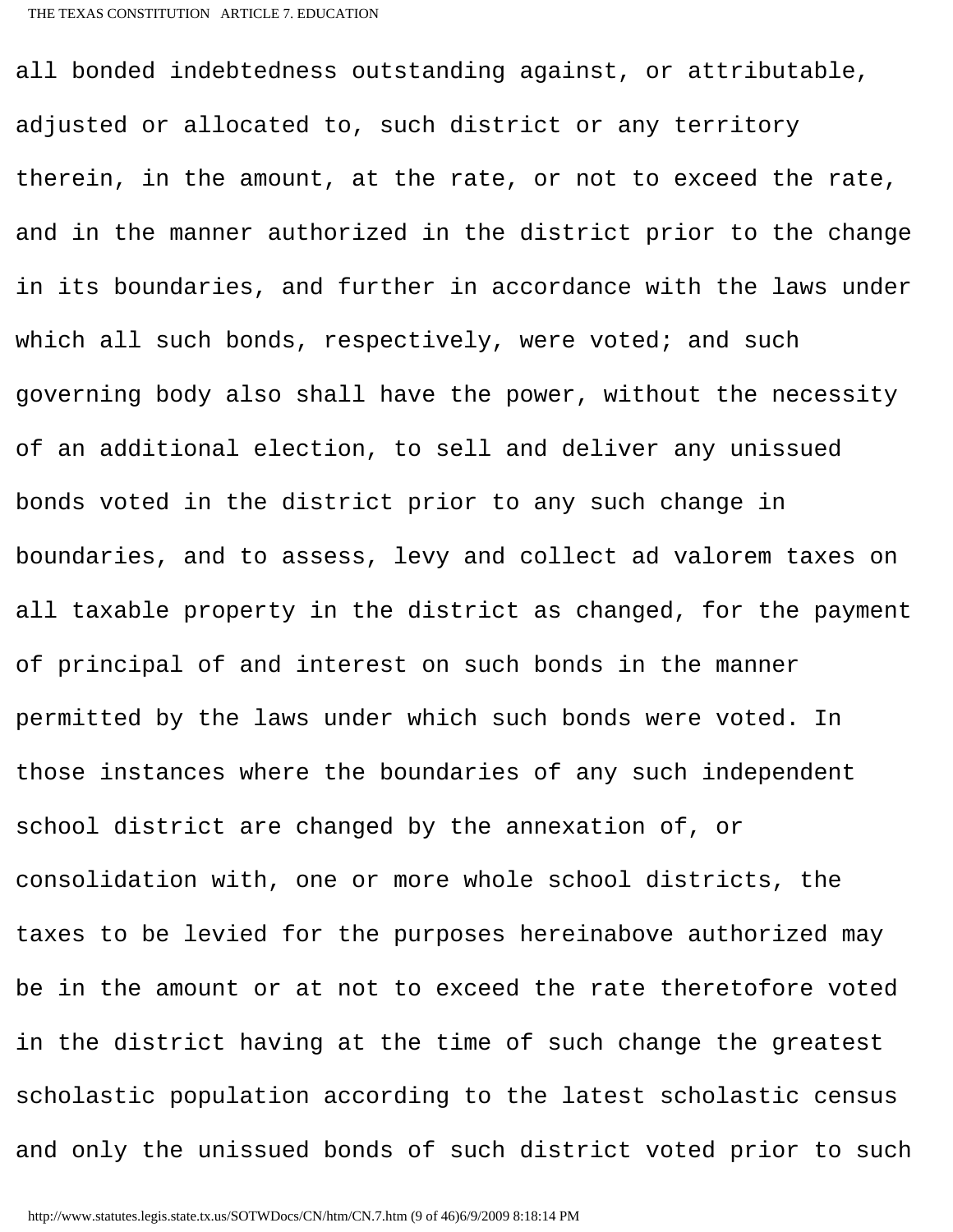all bonded indebtedness outstanding against, or attributable, adjusted or allocated to, such district or any territory therein, in the amount, at the rate, or not to exceed the rate, and in the manner authorized in the district prior to the change in its boundaries, and further in accordance with the laws under which all such bonds, respectively, were voted; and such governing body also shall have the power, without the necessity of an additional election, to sell and deliver any unissued bonds voted in the district prior to any such change in boundaries, and to assess, levy and collect ad valorem taxes on all taxable property in the district as changed, for the payment of principal of and interest on such bonds in the manner permitted by the laws under which such bonds were voted. In those instances where the boundaries of any such independent school district are changed by the annexation of, or consolidation with, one or more whole school districts, the taxes to be levied for the purposes hereinabove authorized may be in the amount or at not to exceed the rate theretofore voted in the district having at the time of such change the greatest scholastic population according to the latest scholastic census and only the unissued bonds of such district voted prior to such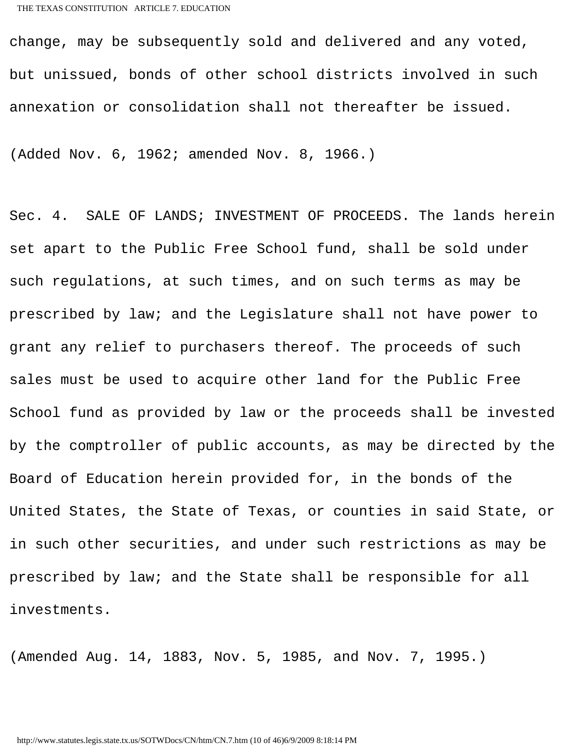change, may be subsequently sold and delivered and any voted, but unissued, bonds of other school districts involved in such annexation or consolidation shall not thereafter be issued.

(Added Nov. 6, 1962; amended Nov. 8, 1966.)

Sec. 4. SALE OF LANDS; INVESTMENT OF PROCEEDS. The lands herein set apart to the Public Free School fund, shall be sold under such regulations, at such times, and on such terms as may be prescribed by law; and the Legislature shall not have power to grant any relief to purchasers thereof. The proceeds of such sales must be used to acquire other land for the Public Free School fund as provided by law or the proceeds shall be invested by the comptroller of public accounts, as may be directed by the Board of Education herein provided for, in the bonds of the United States, the State of Texas, or counties in said State, or in such other securities, and under such restrictions as may be prescribed by law; and the State shall be responsible for all investments.

(Amended Aug. 14, 1883, Nov. 5, 1985, and Nov. 7, 1995.)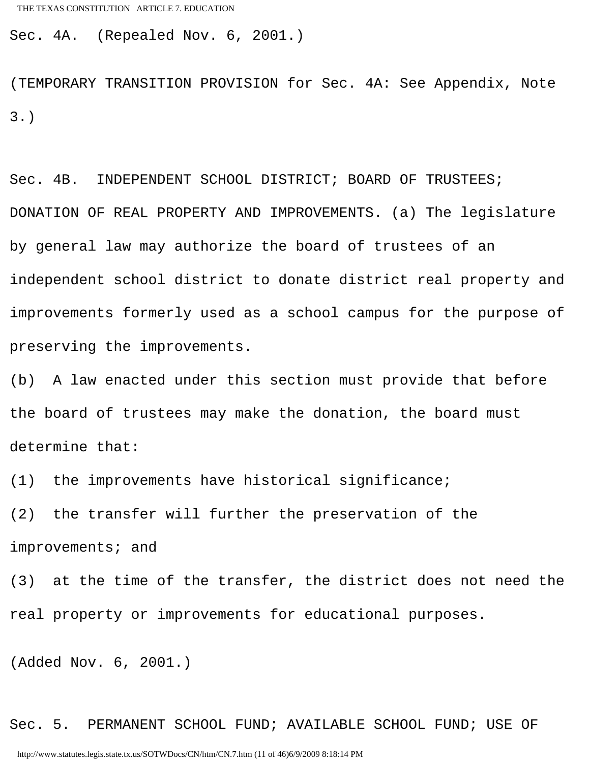Sec. 4A. (Repealed Nov. 6, 2001.)

(TEMPORARY TRANSITION PROVISION for Sec. 4A: See Appendix, Note 3.)

Sec. 4B. INDEPENDENT SCHOOL DISTRICT; BOARD OF TRUSTEES; DONATION OF REAL PROPERTY AND IMPROVEMENTS. (a) The legislature by general law may authorize the board of trustees of an independent school district to donate district real property and improvements formerly used as a school campus for the purpose of preserving the improvements.

(b) A law enacted under this section must provide that before the board of trustees may make the donation, the board must determine that:

(1) the improvements have historical significance;

(2) the transfer will further the preservation of the improvements; and

(3) at the time of the transfer, the district does not need the real property or improvements for educational purposes.

(Added Nov. 6, 2001.)

Sec. 5. PERMANENT SCHOOL FUND; AVAILABLE SCHOOL FUND; USE OF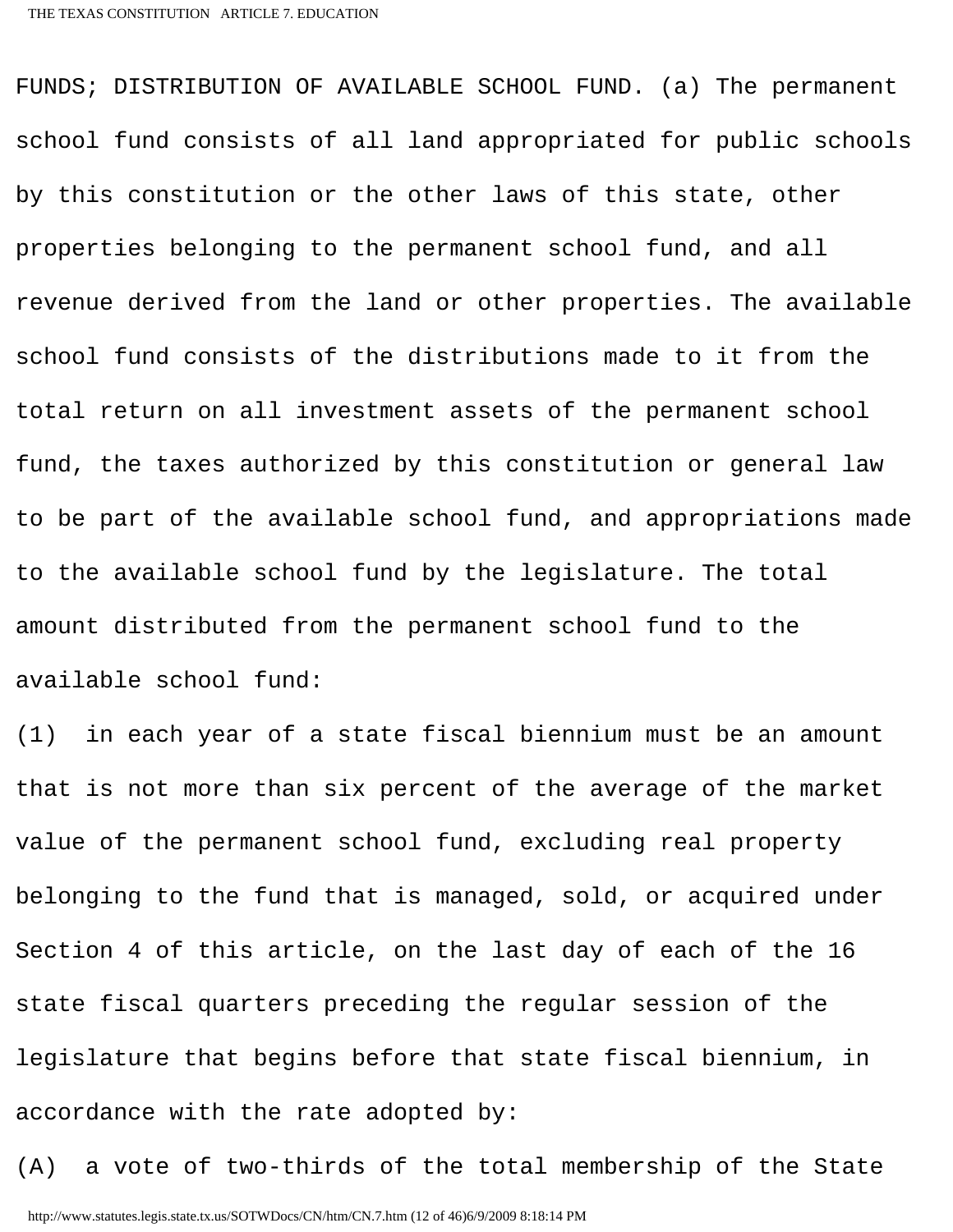FUNDS; DISTRIBUTION OF AVAILABLE SCHOOL FUND. (a) The permanent school fund consists of all land appropriated for public schools by this constitution or the other laws of this state, other properties belonging to the permanent school fund, and all revenue derived from the land or other properties. The available school fund consists of the distributions made to it from the total return on all investment assets of the permanent school fund, the taxes authorized by this constitution or general law to be part of the available school fund, and appropriations made to the available school fund by the legislature. The total amount distributed from the permanent school fund to the available school fund:

(1) in each year of a state fiscal biennium must be an amount that is not more than six percent of the average of the market value of the permanent school fund, excluding real property belonging to the fund that is managed, sold, or acquired under Section 4 of this article, on the last day of each of the 16 state fiscal quarters preceding the regular session of the legislature that begins before that state fiscal biennium, in accordance with the rate adopted by:

(A) a vote of two-thirds of the total membership of the State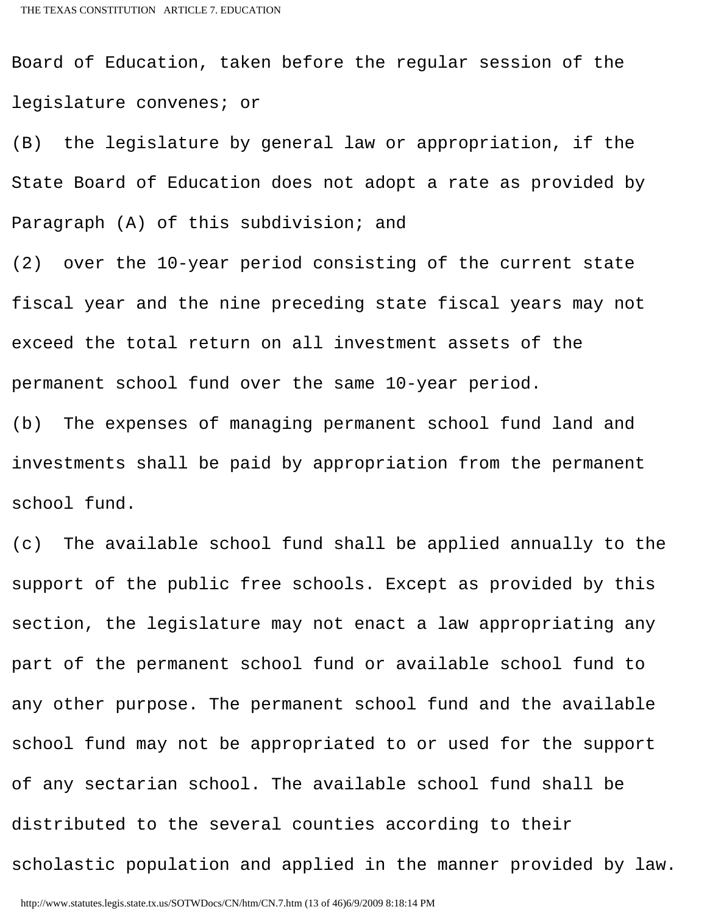Board of Education, taken before the regular session of the legislature convenes; or

(B) the legislature by general law or appropriation, if the State Board of Education does not adopt a rate as provided by Paragraph (A) of this subdivision; and

(2) over the 10-year period consisting of the current state fiscal year and the nine preceding state fiscal years may not exceed the total return on all investment assets of the permanent school fund over the same 10-year period.

(b) The expenses of managing permanent school fund land and investments shall be paid by appropriation from the permanent school fund.

(c) The available school fund shall be applied annually to the support of the public free schools. Except as provided by this section, the legislature may not enact a law appropriating any part of the permanent school fund or available school fund to any other purpose. The permanent school fund and the available school fund may not be appropriated to or used for the support of any sectarian school. The available school fund shall be distributed to the several counties according to their scholastic population and applied in the manner provided by law.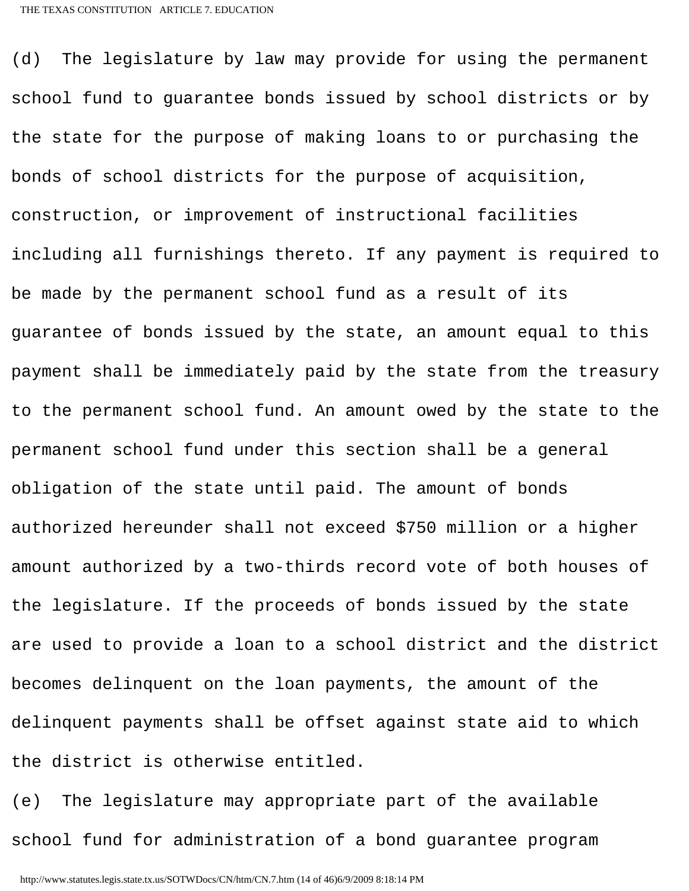(d) The legislature by law may provide for using the permanent school fund to guarantee bonds issued by school districts or by the state for the purpose of making loans to or purchasing the bonds of school districts for the purpose of acquisition, construction, or improvement of instructional facilities including all furnishings thereto. If any payment is required to be made by the permanent school fund as a result of its guarantee of bonds issued by the state, an amount equal to this payment shall be immediately paid by the state from the treasury to the permanent school fund. An amount owed by the state to the permanent school fund under this section shall be a general obligation of the state until paid. The amount of bonds authorized hereunder shall not exceed $750 million or a higher amount authorized by a two-thirds record vote of both houses of the legislature. If the proceeds of bonds issued by the state are used to provide a loan to a school district and the district becomes delinquent on the loan payments, the amount of the delinquent payments shall be offset against state aid to which the district is otherwise entitled.

(e) The legislature may appropriate part of the available school fund for administration of a bond guarantee program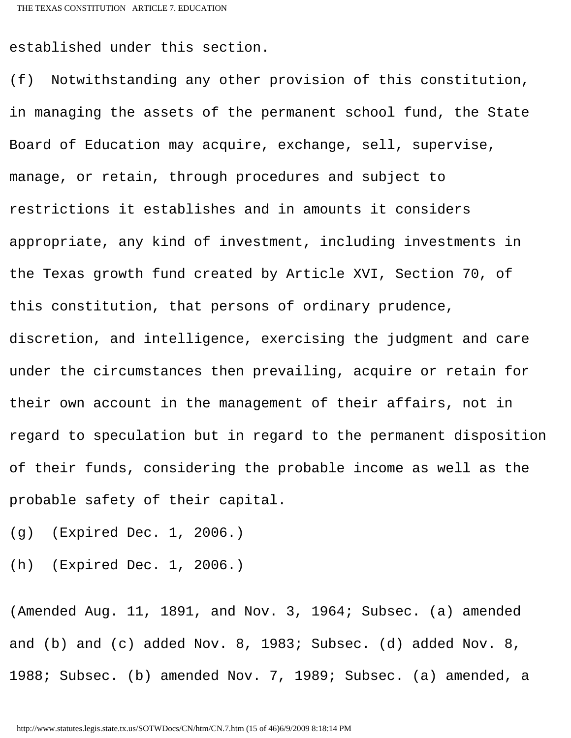established under this section.

(f) Notwithstanding any other provision of this constitution, in managing the assets of the permanent school fund, the State Board of Education may acquire, exchange, sell, supervise, manage, or retain, through procedures and subject to restrictions it establishes and in amounts it considers appropriate, any kind of investment, including investments in the Texas growth fund created by Article XVI, Section 70, of this constitution, that persons of ordinary prudence, discretion, and intelligence, exercising the judgment and care under the circumstances then prevailing, acquire or retain for their own account in the management of their affairs, not in regard to speculation but in regard to the permanent disposition of their funds, considering the probable income as well as the probable safety of their capital.

(g) (Expired Dec. 1, 2006.)

(h) (Expired Dec. 1, 2006.)

(Amended Aug. 11, 1891, and Nov. 3, 1964; Subsec. (a) amended and (b) and (c) added Nov. 8, 1983; Subsec. (d) added Nov. 8, 1988; Subsec. (b) amended Nov. 7, 1989; Subsec. (a) amended, a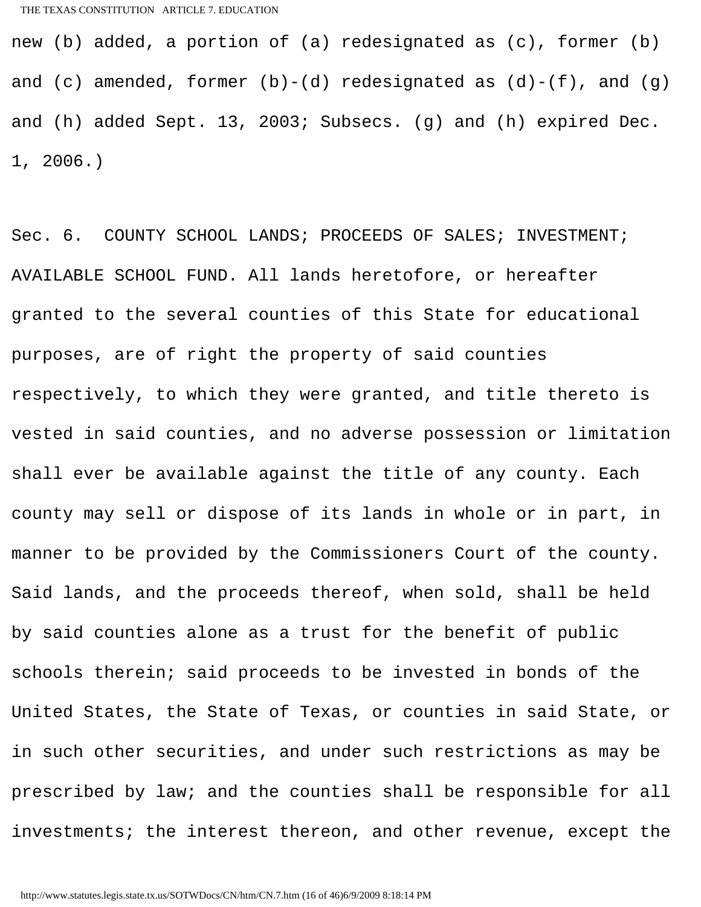new (b) added, a portion of (a) redesignated as (c), former (b) and (c) amended, former (b)-(d) redesignated as (d)-(f), and (g) and (h) added Sept. 13, 2003; Subsecs. (g) and (h) expired Dec. 1, 2006.)

Sec. 6. COUNTY SCHOOL LANDS; PROCEEDS OF SALES; INVESTMENT; AVAILABLE SCHOOL FUND. All lands heretofore, or hereafter granted to the several counties of this State for educational purposes, are of right the property of said counties respectively, to which they were granted, and title thereto is vested in said counties, and no adverse possession or limitation shall ever be available against the title of any county. Each county may sell or dispose of its lands in whole or in part, in manner to be provided by the Commissioners Court of the county. Said lands, and the proceeds thereof, when sold, shall be held by said counties alone as a trust for the benefit of public schools therein; said proceeds to be invested in bonds of the United States, the State of Texas, or counties in said State, or in such other securities, and under such restrictions as may be prescribed by law; and the counties shall be responsible for all investments; the interest thereon, and other revenue, except the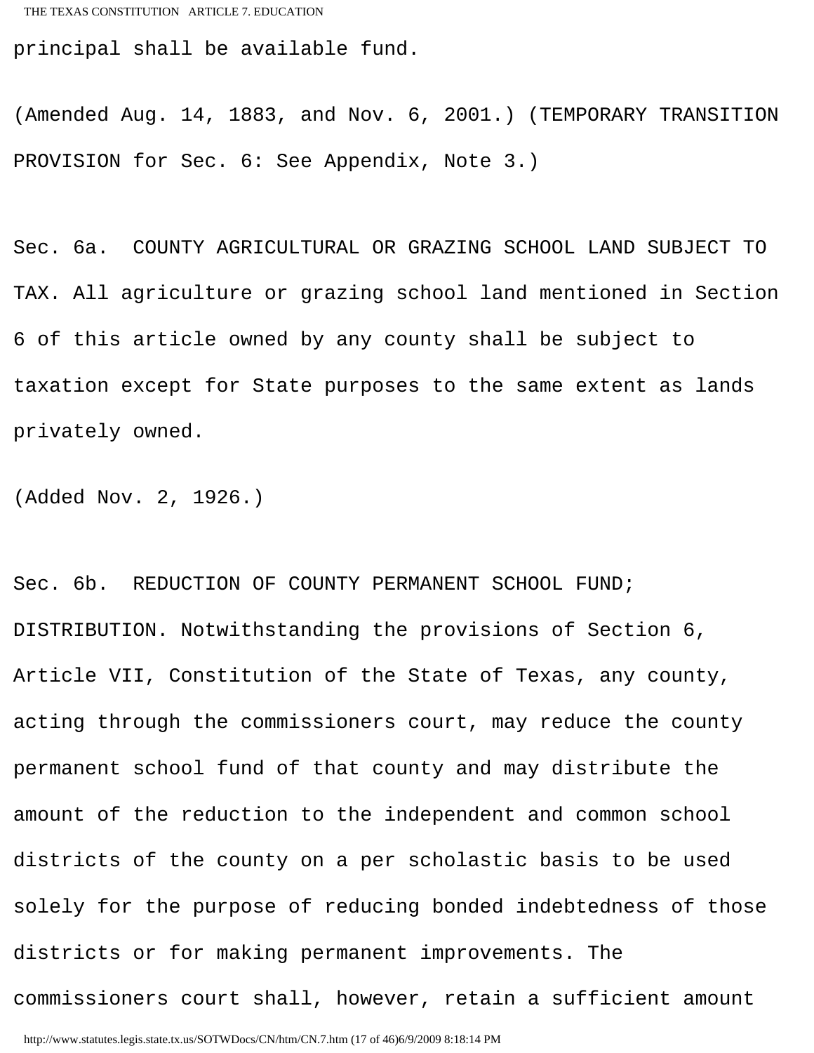principal shall be available fund.

(Amended Aug. 14, 1883, and Nov. 6, 2001.) (TEMPORARY TRANSITION PROVISION for Sec. 6: See Appendix, Note 3.)

Sec. 6a. COUNTY AGRICULTURAL OR GRAZING SCHOOL LAND SUBJECT TO TAX. All agriculture or grazing school land mentioned in Section 6 of this article owned by any county shall be subject to taxation except for State purposes to the same extent as lands privately owned.

(Added Nov. 2, 1926.)

Sec. 6b. REDUCTION OF COUNTY PERMANENT SCHOOL FUND; DISTRIBUTION. Notwithstanding the provisions of Section 6, Article VII, Constitution of the State of Texas, any county, acting through the commissioners court, may reduce the county permanent school fund of that county and may distribute the amount of the reduction to the independent and common school districts of the county on a per scholastic basis to be used solely for the purpose of reducing bonded indebtedness of those districts or for making permanent improvements. The commissioners court shall, however, retain a sufficient amount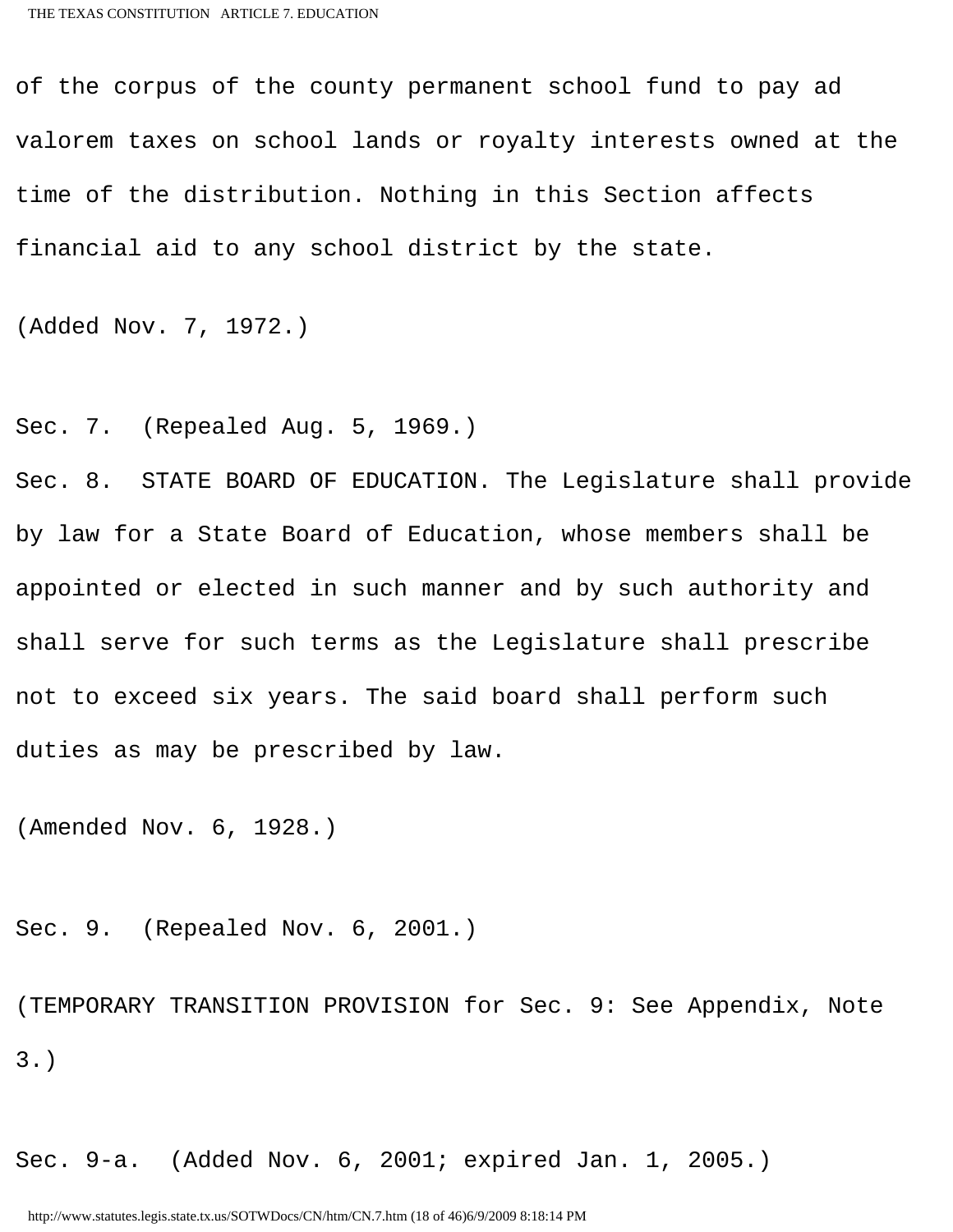of the corpus of the county permanent school fund to pay ad valorem taxes on school lands or royalty interests owned at the time of the distribution. Nothing in this Section affects financial aid to any school district by the state.

(Added Nov. 7, 1972.)

Sec. 7. (Repealed Aug. 5, 1969.)

Sec. 8. STATE BOARD OF EDUCATION. The Legislature shall provide by law for a State Board of Education, whose members shall be appointed or elected in such manner and by such authority and shall serve for such terms as the Legislature shall prescribe not to exceed six years. The said board shall perform such duties as may be prescribed by law.

(Amended Nov. 6, 1928.)

Sec. 9. (Repealed Nov. 6, 2001.)

(TEMPORARY TRANSITION PROVISION for Sec. 9: See Appendix, Note 3.)

Sec. 9-a. (Added Nov. 6, 2001; expired Jan. 1, 2005.)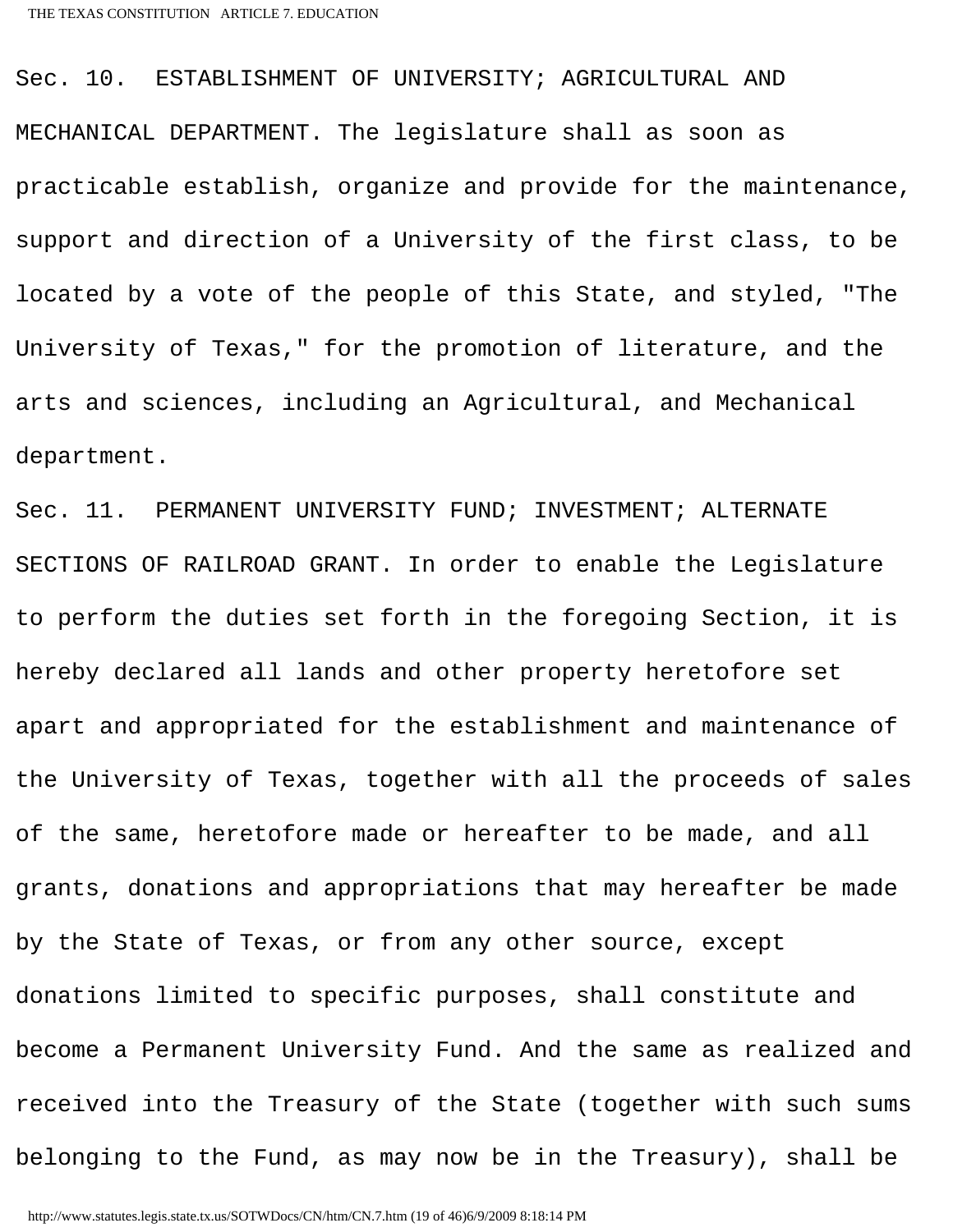Sec. 10. ESTABLISHMENT OF UNIVERSITY; AGRICULTURAL AND MECHANICAL DEPARTMENT. The legislature shall as soon as practicable establish, organize and provide for the maintenance, support and direction of a University of the first class, to be located by a vote of the people of this State, and styled, "The University of Texas," for the promotion of literature, and the arts and sciences, including an Agricultural, and Mechanical department.

Sec. 11. PERMANENT UNIVERSITY FUND; INVESTMENT; ALTERNATE SECTIONS OF RAILROAD GRANT. In order to enable the Legislature to perform the duties set forth in the foregoing Section, it is hereby declared all lands and other property heretofore set apart and appropriated for the establishment and maintenance of the University of Texas, together with all the proceeds of sales of the same, heretofore made or hereafter to be made, and all grants, donations and appropriations that may hereafter be made by the State of Texas, or from any other source, except donations limited to specific purposes, shall constitute and become a Permanent University Fund. And the same as realized and received into the Treasury of the State (together with such sums belonging to the Fund, as may now be in the Treasury), shall be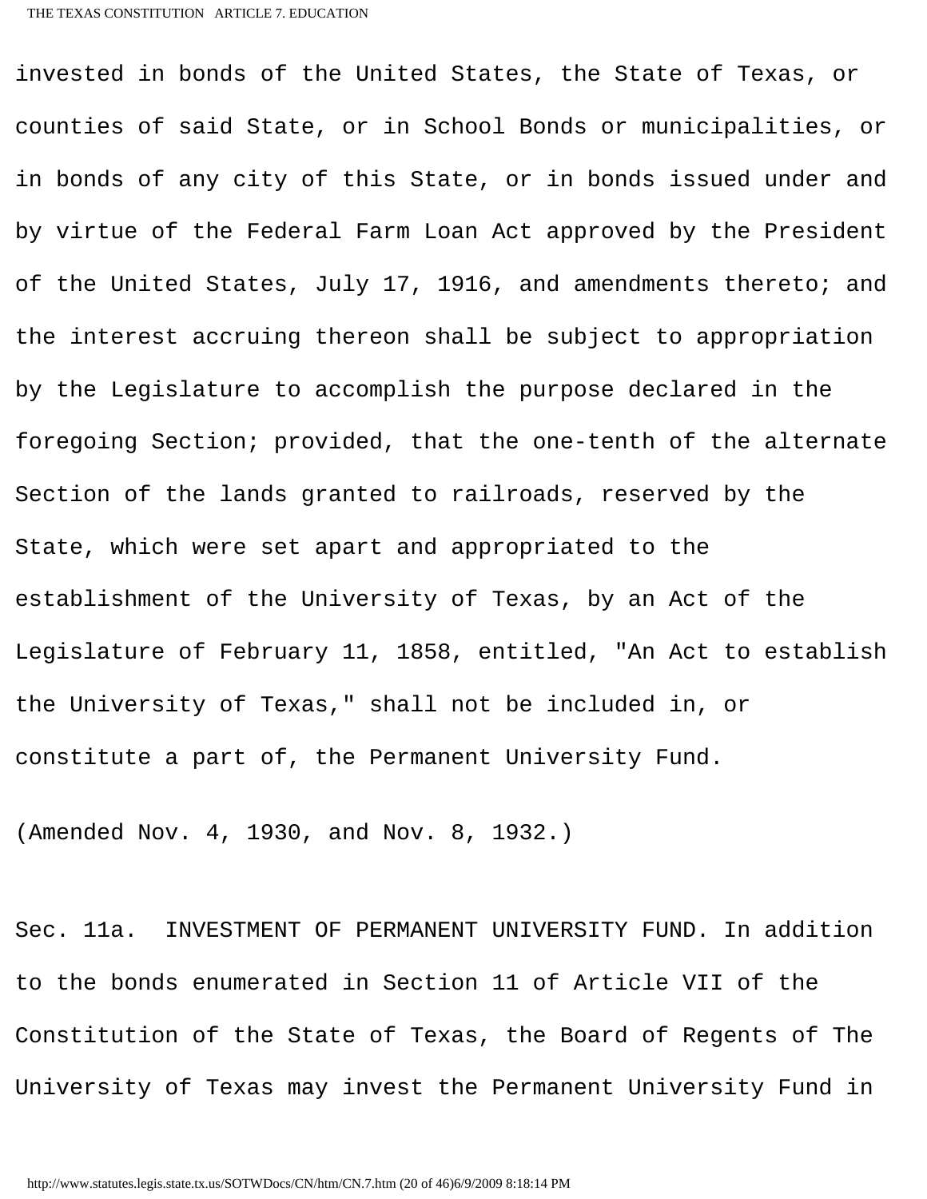invested in bonds of the United States, the State of Texas, or counties of said State, or in School Bonds or municipalities, or in bonds of any city of this State, or in bonds issued under and by virtue of the Federal Farm Loan Act approved by the President of the United States, July 17, 1916, and amendments thereto; and the interest accruing thereon shall be subject to appropriation by the Legislature to accomplish the purpose declared in the foregoing Section; provided, that the one-tenth of the alternate Section of the lands granted to railroads, reserved by the State, which were set apart and appropriated to the establishment of the University of Texas, by an Act of the Legislature of February 11, 1858, entitled, "An Act to establish the University of Texas," shall not be included in, or constitute a part of, the Permanent University Fund.

(Amended Nov. 4, 1930, and Nov. 8, 1932.)

Sec. 11a. INVESTMENT OF PERMANENT UNIVERSITY FUND. In addition to the bonds enumerated in Section 11 of Article VII of the Constitution of the State of Texas, the Board of Regents of The University of Texas may invest the Permanent University Fund in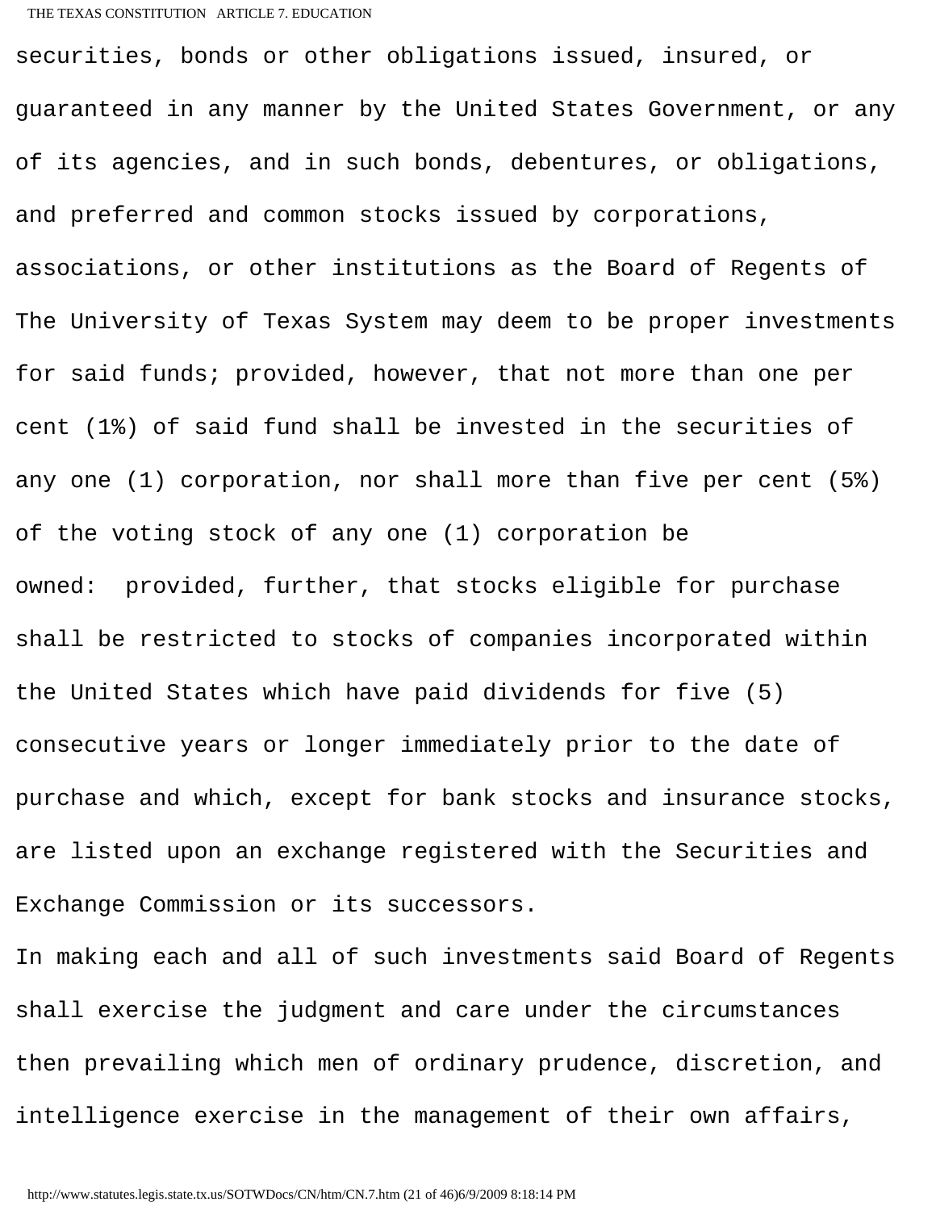securities, bonds or other obligations issued, insured, or guaranteed in any manner by the United States Government, or any of its agencies, and in such bonds, debentures, or obligations, and preferred and common stocks issued by corporations, associations, or other institutions as the Board of Regents of The University of Texas System may deem to be proper investments for said funds; provided, however, that not more than one per cent (1%) of said fund shall be invested in the securities of any one (1) corporation, nor shall more than five per cent (5%) of the voting stock of any one (1) corporation be owned: provided, further, that stocks eligible for purchase shall be restricted to stocks of companies incorporated within the United States which have paid dividends for five (5) consecutive years or longer immediately prior to the date of purchase and which, except for bank stocks and insurance stocks, are listed upon an exchange registered with the Securities and Exchange Commission or its successors.

In making each and all of such investments said Board of Regents shall exercise the judgment and care under the circumstances then prevailing which men of ordinary prudence, discretion, and intelligence exercise in the management of their own affairs,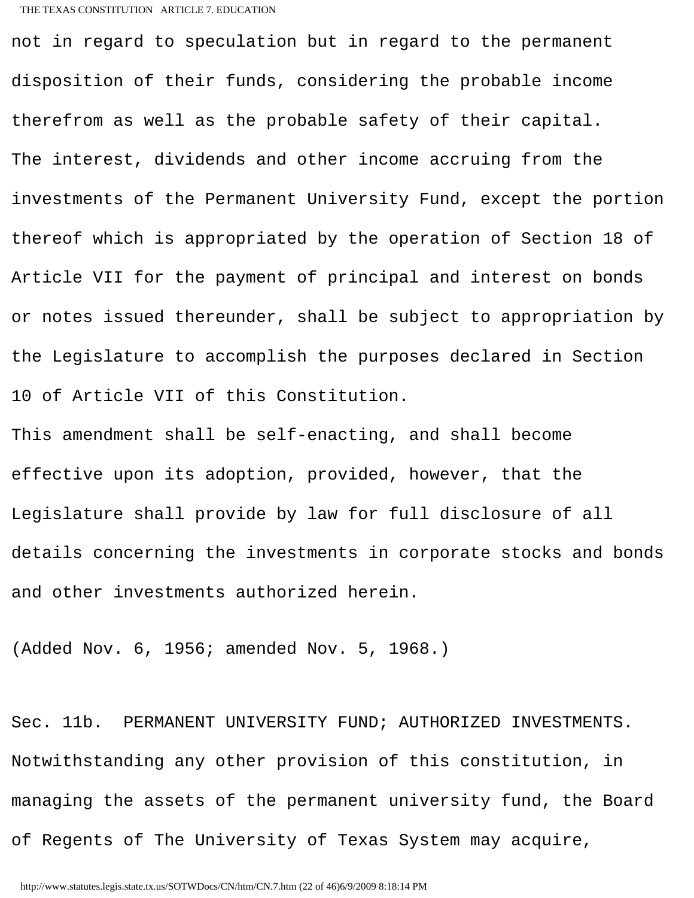not in regard to speculation but in regard to the permanent disposition of their funds, considering the probable income therefrom as well as the probable safety of their capital.

The interest, dividends and other income accruing from the investments of the Permanent University Fund, except the portion thereof which is appropriated by the operation of Section 18 of Article VII for the payment of principal and interest on bonds or notes issued thereunder, shall be subject to appropriation by the Legislature to accomplish the purposes declared in Section 10 of Article VII of this Constitution.

This amendment shall be self-enacting, and shall become effective upon its adoption, provided, however, that the Legislature shall provide by law for full disclosure of all details concerning the investments in corporate stocks and bonds and other investments authorized herein.

(Added Nov. 6, 1956; amended Nov. 5, 1968.)

Sec. 11b. PERMANENT UNIVERSITY FUND; AUTHORIZED INVESTMENTS. Notwithstanding any other provision of this constitution, in managing the assets of the permanent university fund, the Board of Regents of The University of Texas System may acquire,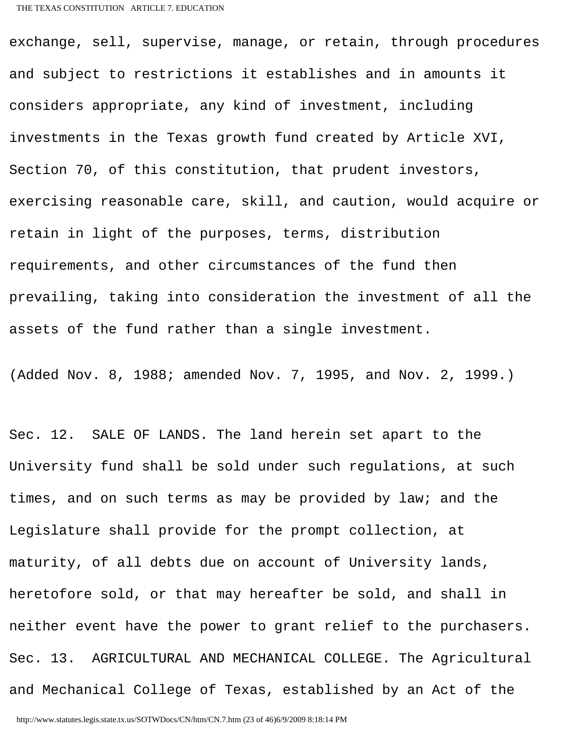exchange, sell, supervise, manage, or retain, through procedures and subject to restrictions it establishes and in amounts it considers appropriate, any kind of investment, including investments in the Texas growth fund created by Article XVI, Section 70, of this constitution, that prudent investors, exercising reasonable care, skill, and caution, would acquire or retain in light of the purposes, terms, distribution requirements, and other circumstances of the fund then prevailing, taking into consideration the investment of all the assets of the fund rather than a single investment.

(Added Nov. 8, 1988; amended Nov. 7, 1995, and Nov. 2, 1999.)

Sec. 12. SALE OF LANDS. The land herein set apart to the University fund shall be sold under such regulations, at such times, and on such terms as may be provided by law; and the Legislature shall provide for the prompt collection, at maturity, of all debts due on account of University lands, heretofore sold, or that may hereafter be sold, and shall in neither event have the power to grant relief to the purchasers.

Sec. 13. AGRICULTURAL AND MECHANICAL COLLEGE. The Agricultural and Mechanical College of Texas, established by an Act of the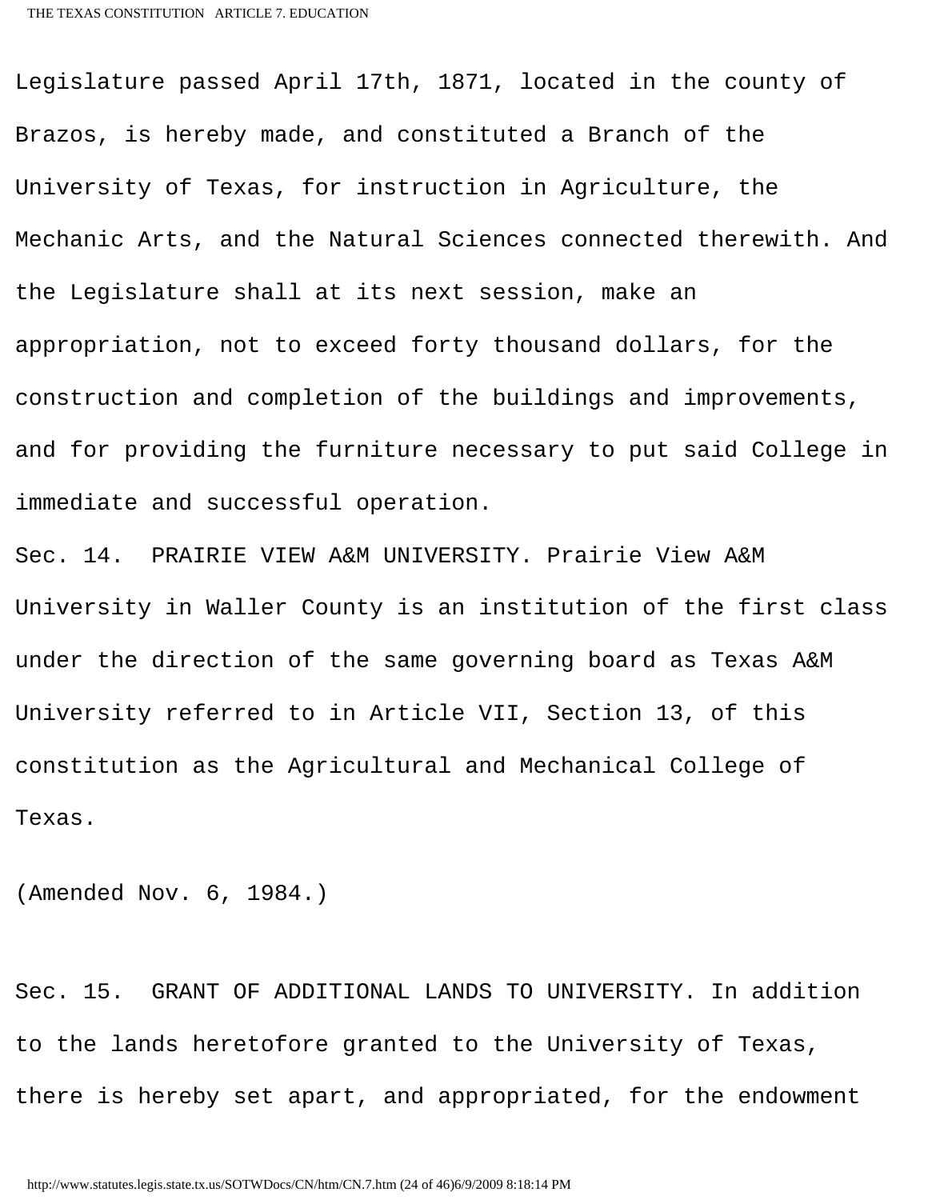Legislature passed April 17th, 1871, located in the county of Brazos, is hereby made, and constituted a Branch of the University of Texas, for instruction in Agriculture, the Mechanic Arts, and the Natural Sciences connected therewith. And the Legislature shall at its next session, make an appropriation, not to exceed forty thousand dollars, for the construction and completion of the buildings and improvements, and for providing the furniture necessary to put said College in immediate and successful operation.

Sec. 14. PRAIRIE VIEW A&M UNIVERSITY. Prairie View A&M University in Waller County is an institution of the first class under the direction of the same governing board as Texas A&M University referred to in Article VII, Section 13, of this constitution as the Agricultural and Mechanical College of Texas.

(Amended Nov. 6, 1984.)

Sec. 15. GRANT OF ADDITIONAL LANDS TO UNIVERSITY. In addition to the lands heretofore granted to the University of Texas, there is hereby set apart, and appropriated, for the endowment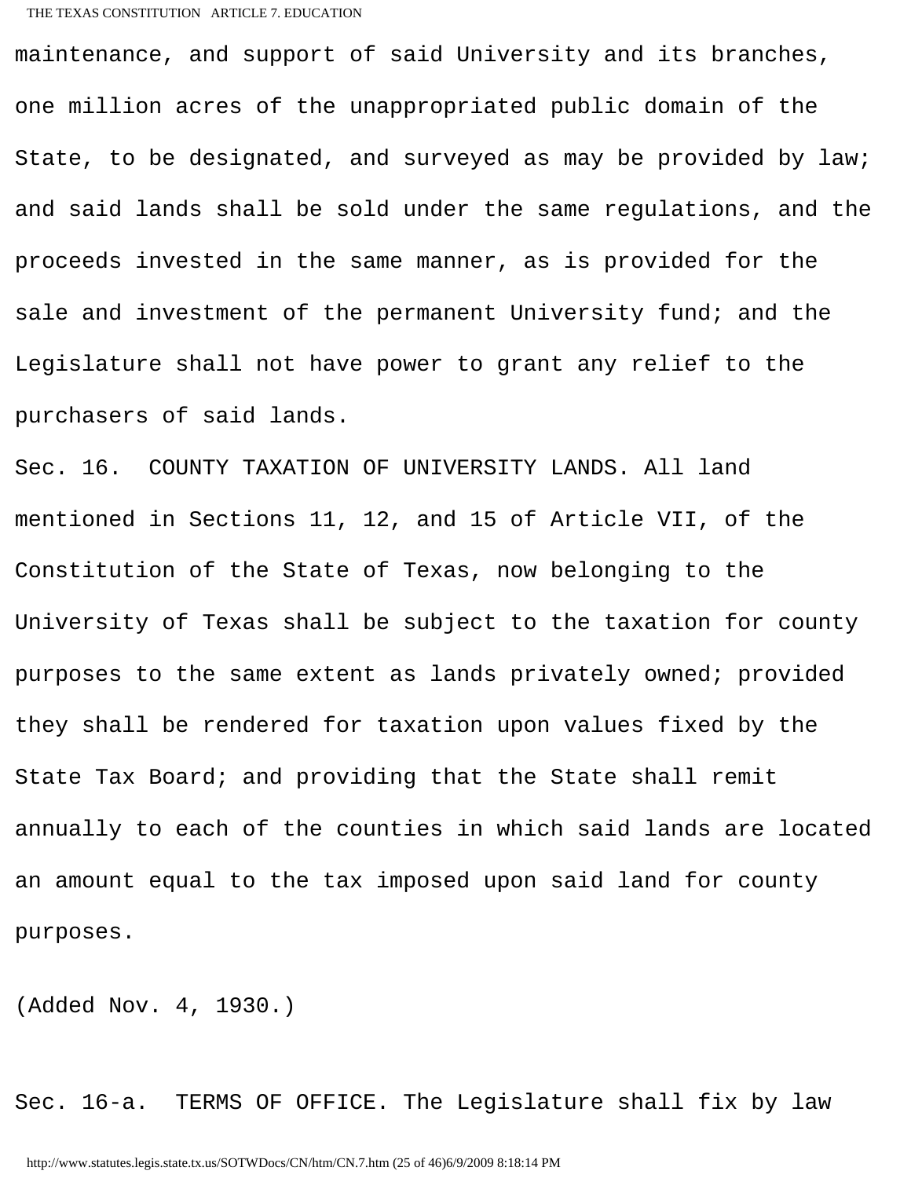maintenance, and support of said University and its branches, one million acres of the unappropriated public domain of the State, to be designated, and surveyed as may be provided by law; and said lands shall be sold under the same regulations, and the proceeds invested in the same manner, as is provided for the sale and investment of the permanent University fund; and the Legislature shall not have power to grant any relief to the purchasers of said lands.

Sec. 16. COUNTY TAXATION OF UNIVERSITY LANDS. All land mentioned in Sections 11, 12, and 15 of Article VII, of the Constitution of the State of Texas, now belonging to the University of Texas shall be subject to the taxation for county purposes to the same extent as lands privately owned; provided they shall be rendered for taxation upon values fixed by the State Tax Board; and providing that the State shall remit annually to each of the counties in which said lands are located an amount equal to the tax imposed upon said land for county purposes.

(Added Nov. 4, 1930.)

Sec. 16-a. TERMS OF OFFICE. The Legislature shall fix by law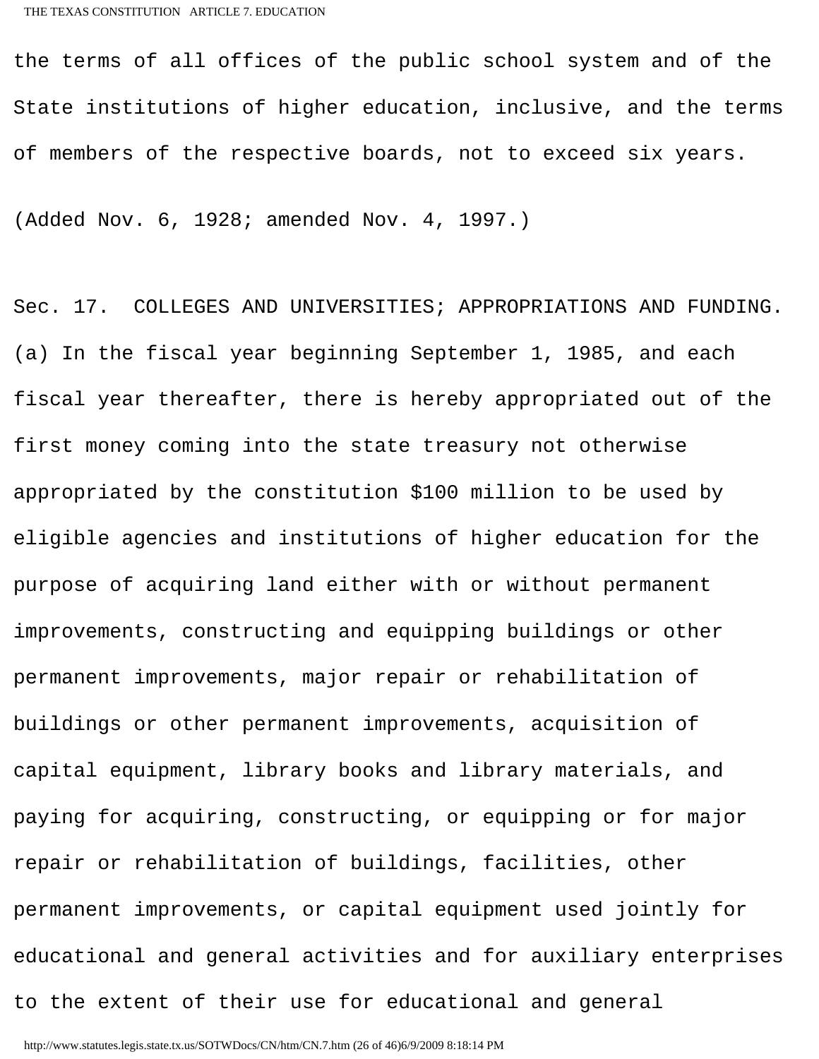the terms of all offices of the public school system and of the State institutions of higher education, inclusive, and the terms of members of the respective boards, not to exceed six years.

(Added Nov. 6, 1928; amended Nov. 4, 1997.)

Sec. 17. COLLEGES AND UNIVERSITIES; APPROPRIATIONS AND FUNDING. (a) In the fiscal year beginning September 1, 1985, and each fiscal year thereafter, there is hereby appropriated out of the first money coming into the state treasury not otherwise appropriated by the constitution $100 million to be used by eligible agencies and institutions of higher education for the purpose of acquiring land either with or without permanent improvements, constructing and equipping buildings or other permanent improvements, major repair or rehabilitation of buildings or other permanent improvements, acquisition of capital equipment, library books and library materials, and paying for acquiring, constructing, or equipping or for major repair or rehabilitation of buildings, facilities, other permanent improvements, or capital equipment used jointly for educational and general activities and for auxiliary enterprises to the extent of their use for educational and general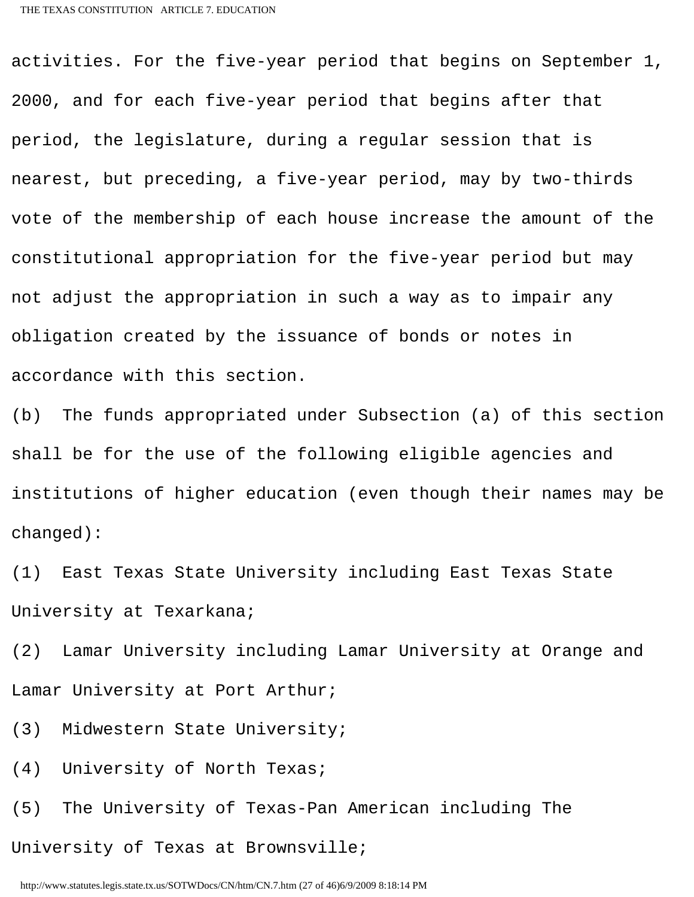activities. For the five-year period that begins on September 1, 2000, and for each five-year period that begins after that period, the legislature, during a regular session that is nearest, but preceding, a five-year period, may by two-thirds vote of the membership of each house increase the amount of the constitutional appropriation for the five-year period but may not adjust the appropriation in such a way as to impair any obligation created by the issuance of bonds or notes in accordance with this section.

(b) The funds appropriated under Subsection (a) of this section shall be for the use of the following eligible agencies and institutions of higher education (even though their names may be changed):

(1) East Texas State University including East Texas State University at Texarkana;

(2) Lamar University including Lamar University at Orange and Lamar University at Port Arthur;

(3) Midwestern State University;

(4) University of North Texas;

(5) The University of Texas-Pan American including The University of Texas at Brownsville;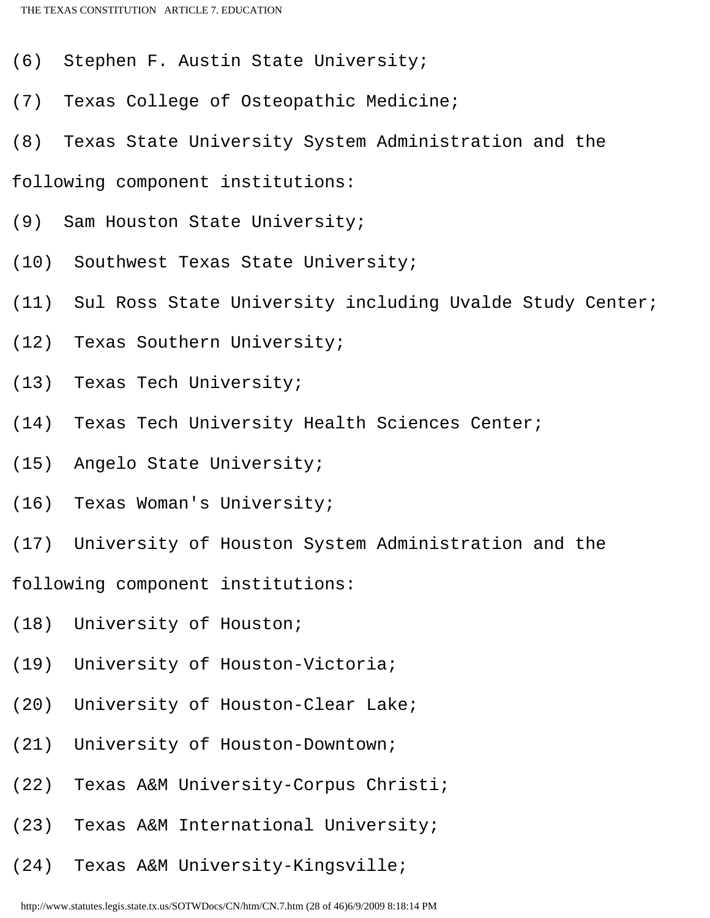(6) Stephen F. Austin State University;

(7) Texas College of Osteopathic Medicine;

(8) Texas State University System Administration and the following component institutions:

(9) Sam Houston State University;

(10) Southwest Texas State University;

(11) Sul Ross State University including Uvalde Study Center;

(12) Texas Southern University;

(13) Texas Tech University;

(14) Texas Tech University Health Sciences Center;

(15) Angelo State University;

(16) Texas Woman's University;

(17) University of Houston System Administration and the following component institutions:

(18) University of Houston;

(19) University of Houston-Victoria;

(20) University of Houston-Clear Lake;

(21) University of Houston-Downtown;

(22) Texas A&M University-Corpus Christi;

(23) Texas A&M International University;

(24) Texas A&M University-Kingsville;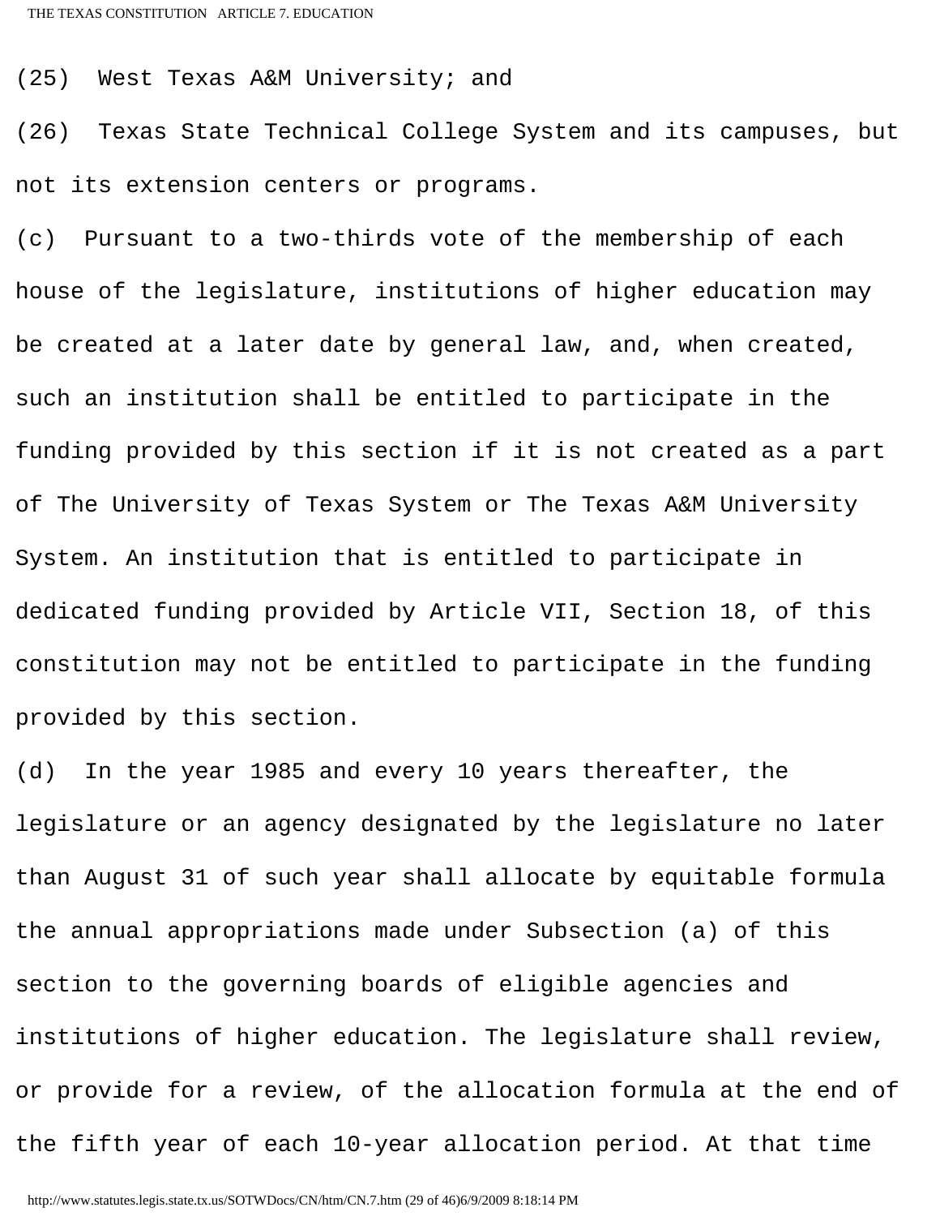(25) West Texas A&M University; and

(26) Texas State Technical College System and its campuses, but not its extension centers or programs.

(c) Pursuant to a two-thirds vote of the membership of each house of the legislature, institutions of higher education may be created at a later date by general law, and, when created, such an institution shall be entitled to participate in the funding provided by this section if it is not created as a part of The University of Texas System or The Texas A&M University System. An institution that is entitled to participate in dedicated funding provided by Article VII, Section 18, of this constitution may not be entitled to participate in the funding provided by this section.

(d) In the year 1985 and every 10 years thereafter, the legislature or an agency designated by the legislature no later than August 31 of such year shall allocate by equitable formula the annual appropriations made under Subsection (a) of this section to the governing boards of eligible agencies and institutions of higher education. The legislature shall review, or provide for a review, of the allocation formula at the end of the fifth year of each 10-year allocation period. At that time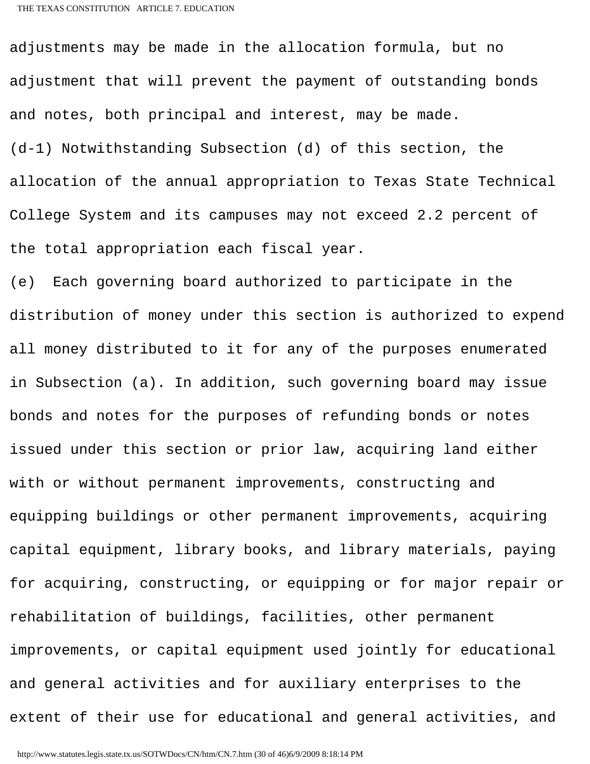adjustments may be made in the allocation formula, but no adjustment that will prevent the payment of outstanding bonds and notes, both principal and interest, may be made.

(d-1) Notwithstanding Subsection (d) of this section, the allocation of the annual appropriation to Texas State Technical College System and its campuses may not exceed 2.2 percent of the total appropriation each fiscal year.

(e) Each governing board authorized to participate in the distribution of money under this section is authorized to expend all money distributed to it for any of the purposes enumerated in Subsection (a). In addition, such governing board may issue bonds and notes for the purposes of refunding bonds or notes issued under this section or prior law, acquiring land either with or without permanent improvements, constructing and equipping buildings or other permanent improvements, acquiring capital equipment, library books, and library materials, paying for acquiring, constructing, or equipping or for major repair or rehabilitation of buildings, facilities, other permanent improvements, or capital equipment used jointly for educational and general activities and for auxiliary enterprises to the extent of their use for educational and general activities, and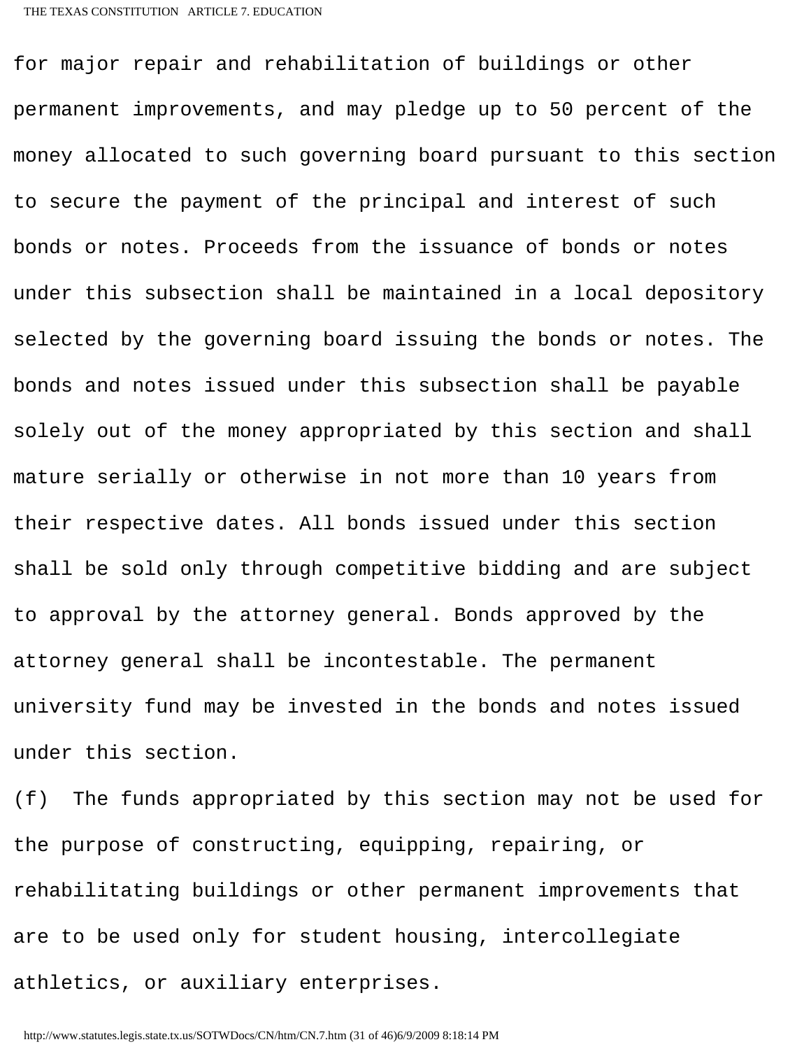for major repair and rehabilitation of buildings or other permanent improvements, and may pledge up to 50 percent of the money allocated to such governing board pursuant to this section to secure the payment of the principal and interest of such bonds or notes. Proceeds from the issuance of bonds or notes under this subsection shall be maintained in a local depository selected by the governing board issuing the bonds or notes. The bonds and notes issued under this subsection shall be payable solely out of the money appropriated by this section and shall mature serially or otherwise in not more than 10 years from their respective dates. All bonds issued under this section shall be sold only through competitive bidding and are subject to approval by the attorney general. Bonds approved by the attorney general shall be incontestable. The permanent university fund may be invested in the bonds and notes issued under this section.

(f) The funds appropriated by this section may not be used for the purpose of constructing, equipping, repairing, or rehabilitating buildings or other permanent improvements that are to be used only for student housing, intercollegiate athletics, or auxiliary enterprises.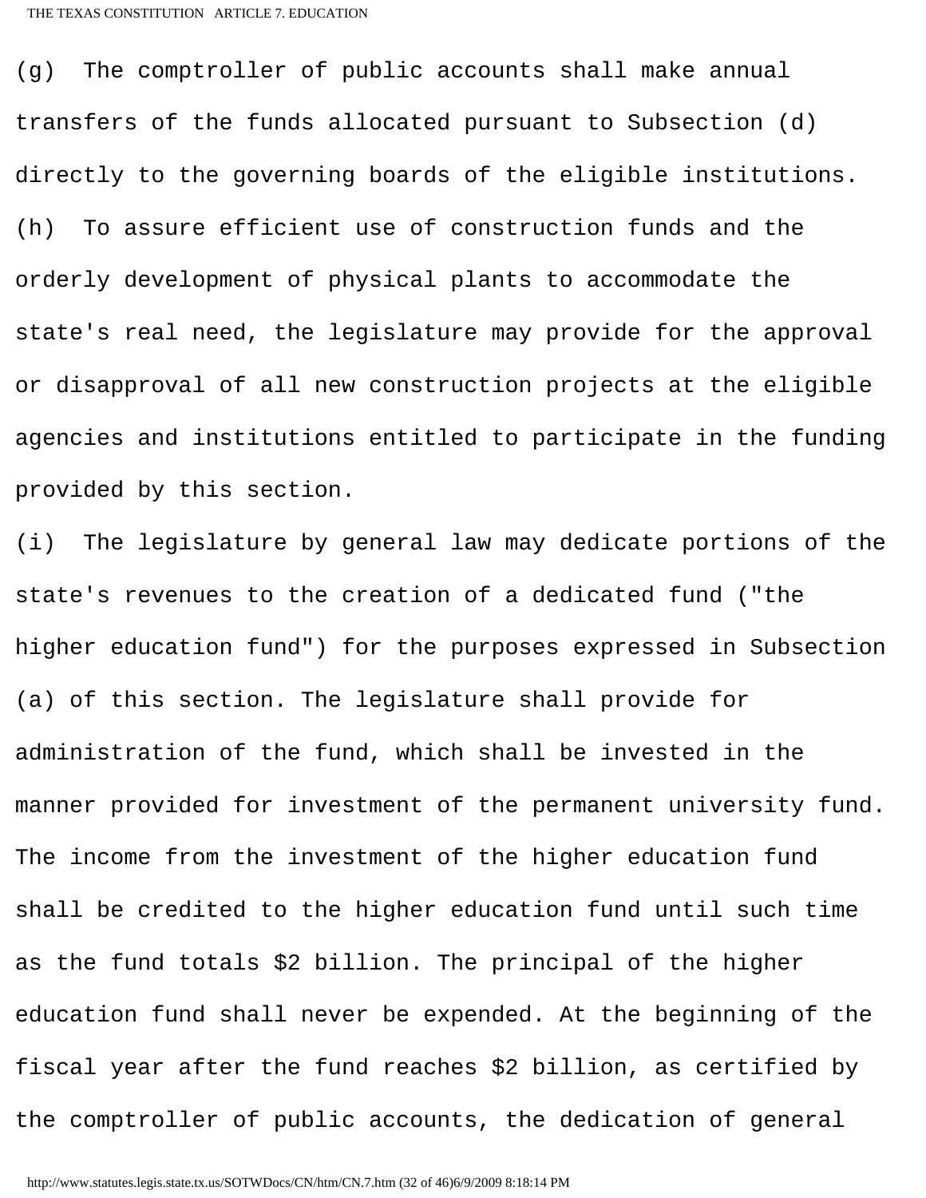(g) The comptroller of public accounts shall make annual transfers of the funds allocated pursuant to Subsection (d) directly to the governing boards of the eligible institutions.

(h) To assure efficient use of construction funds and the orderly development of physical plants to accommodate the state's real need, the legislature may provide for the approval or disapproval of all new construction projects at the eligible agencies and institutions entitled to participate in the funding provided by this section.

(i) The legislature by general law may dedicate portions of the state's revenues to the creation of a dedicated fund ("the higher education fund") for the purposes expressed in Subsection (a) of this section. The legislature shall provide for administration of the fund, which shall be invested in the manner provided for investment of the permanent university fund. The income from the investment of the higher education fund shall be credited to the higher education fund until such time as the fund totals $2 billion. The principal of the higher education fund shall never be expended. At the beginning of the fiscal year after the fund reaches $2 billion, as certified by the comptroller of public accounts, the dedication of general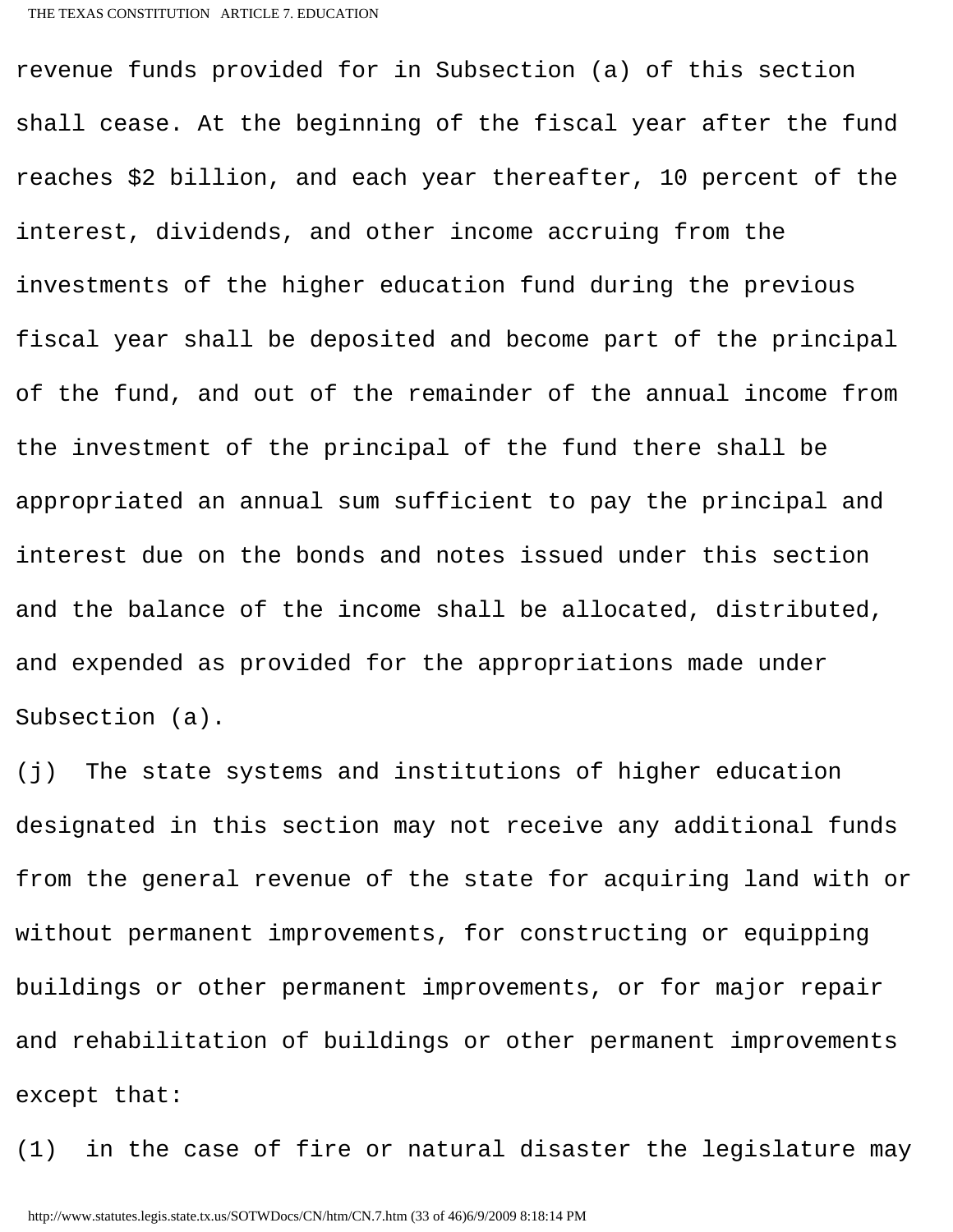revenue funds provided for in Subsection (a) of this section shall cease. At the beginning of the fiscal year after the fund reaches $2 billion, and each year thereafter, 10 percent of the interest, dividends, and other income accruing from the investments of the higher education fund during the previous fiscal year shall be deposited and become part of the principal of the fund, and out of the remainder of the annual income from the investment of the principal of the fund there shall be appropriated an annual sum sufficient to pay the principal and interest due on the bonds and notes issued under this section and the balance of the income shall be allocated, distributed, and expended as provided for the appropriations made under Subsection (a).

(j) The state systems and institutions of higher education designated in this section may not receive any additional funds from the general revenue of the state for acquiring land with or without permanent improvements, for constructing or equipping buildings or other permanent improvements, or for major repair and rehabilitation of buildings or other permanent improvements except that:

(1) in the case of fire or natural disaster the legislature may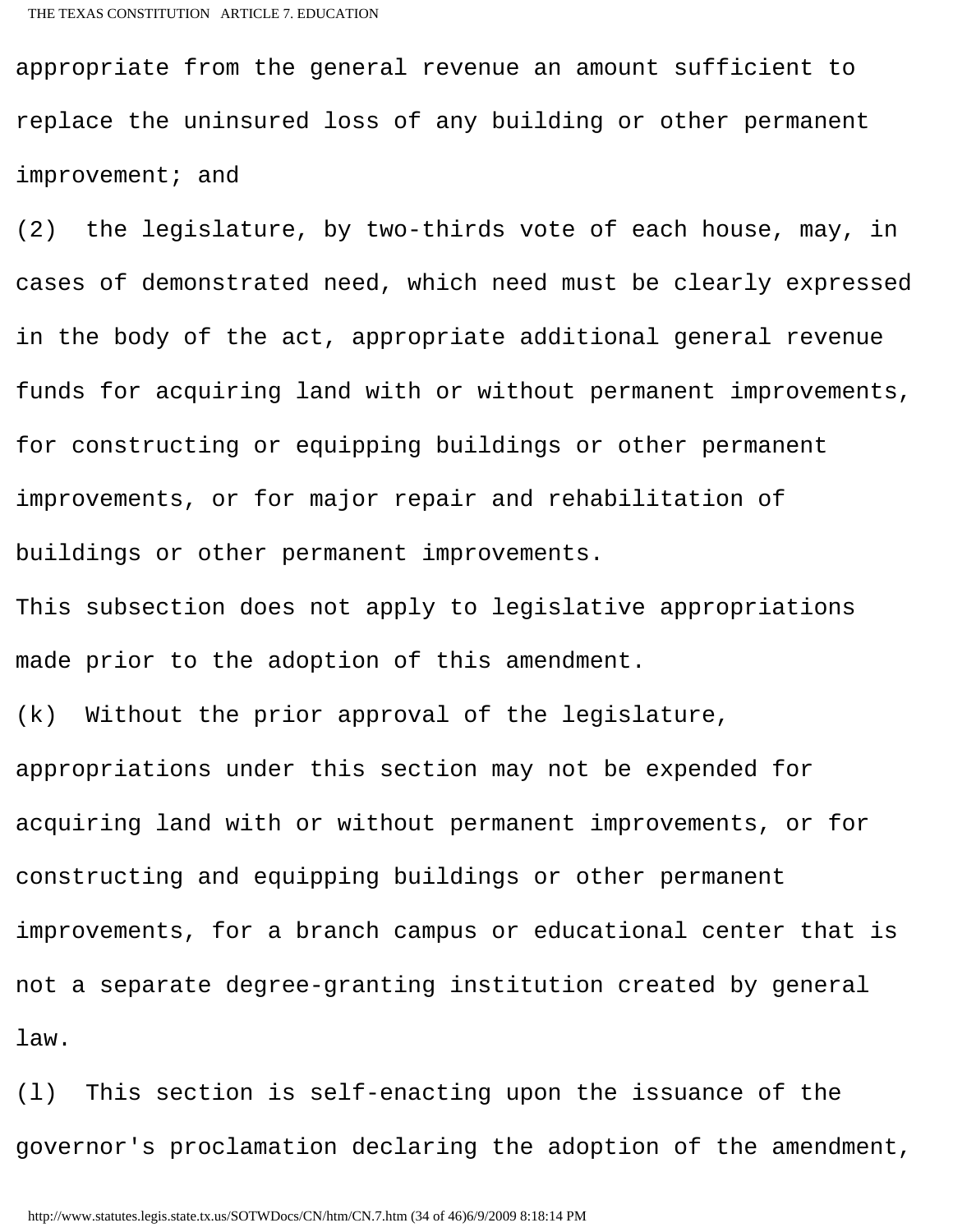appropriate from the general revenue an amount sufficient to replace the uninsured loss of any building or other permanent improvement; and

(2) the legislature, by two-thirds vote of each house, may, in cases of demonstrated need, which need must be clearly expressed in the body of the act, appropriate additional general revenue funds for acquiring land with or without permanent improvements, for constructing or equipping buildings or other permanent improvements, or for major repair and rehabilitation of buildings or other permanent improvements.

This subsection does not apply to legislative appropriations made prior to the adoption of this amendment.

(k) Without the prior approval of the legislature, appropriations under this section may not be expended for acquiring land with or without permanent improvements, or for constructing and equipping buildings or other permanent improvements, for a branch campus or educational center that is not a separate degree-granting institution created by general law.

(l) This section is self-enacting upon the issuance of the governor's proclamation declaring the adoption of the amendment,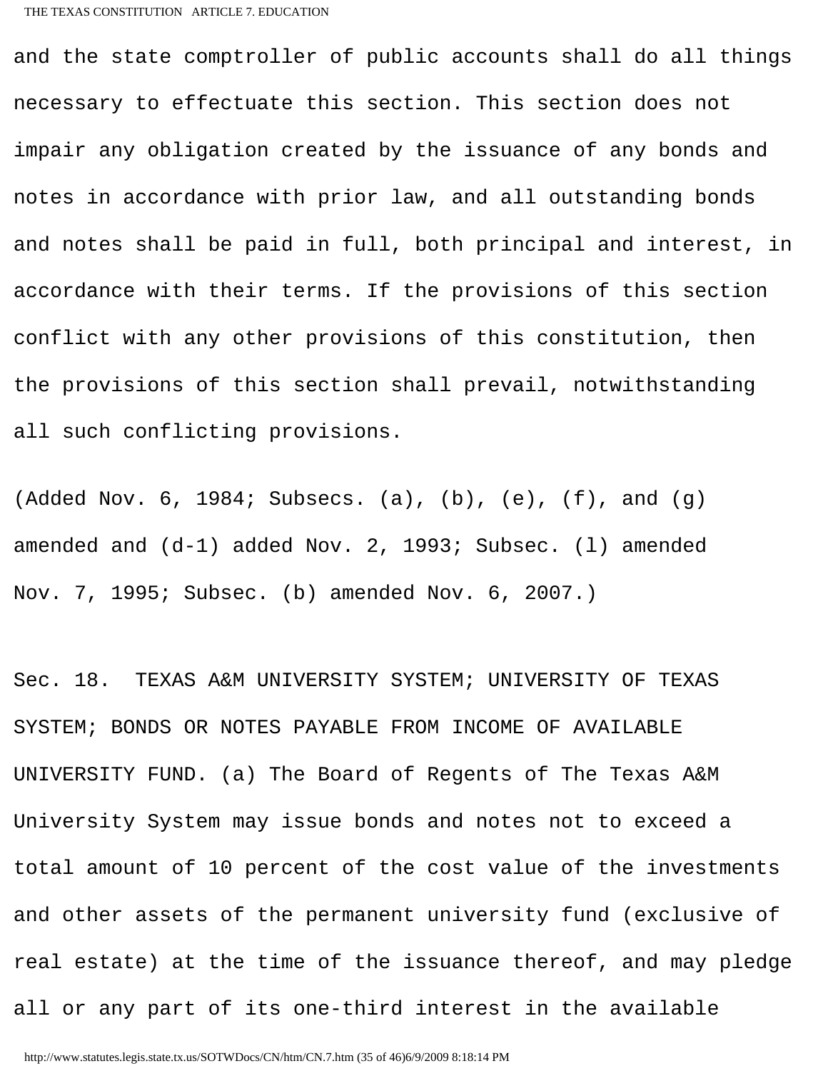and the state comptroller of public accounts shall do all things necessary to effectuate this section. This section does not impair any obligation created by the issuance of any bonds and notes in accordance with prior law, and all outstanding bonds and notes shall be paid in full, both principal and interest, in accordance with their terms. If the provisions of this section conflict with any other provisions of this constitution, then the provisions of this section shall prevail, notwithstanding all such conflicting provisions.

(Added Nov. 6, 1984; Subsecs. (a), (b), (e), (f), and (g) amended and (d-1) added Nov. 2, 1993; Subsec. (l) amended Nov. 7, 1995; Subsec. (b) amended Nov. 6, 2007.)

Sec. 18. TEXAS A&M UNIVERSITY SYSTEM; UNIVERSITY OF TEXAS SYSTEM; BONDS OR NOTES PAYABLE FROM INCOME OF AVAILABLE UNIVERSITY FUND. (a) The Board of Regents of The Texas A&M University System may issue bonds and notes not to exceed a total amount of 10 percent of the cost value of the investments and other assets of the permanent university fund (exclusive of real estate) at the time of the issuance thereof, and may pledge all or any part of its one-third interest in the available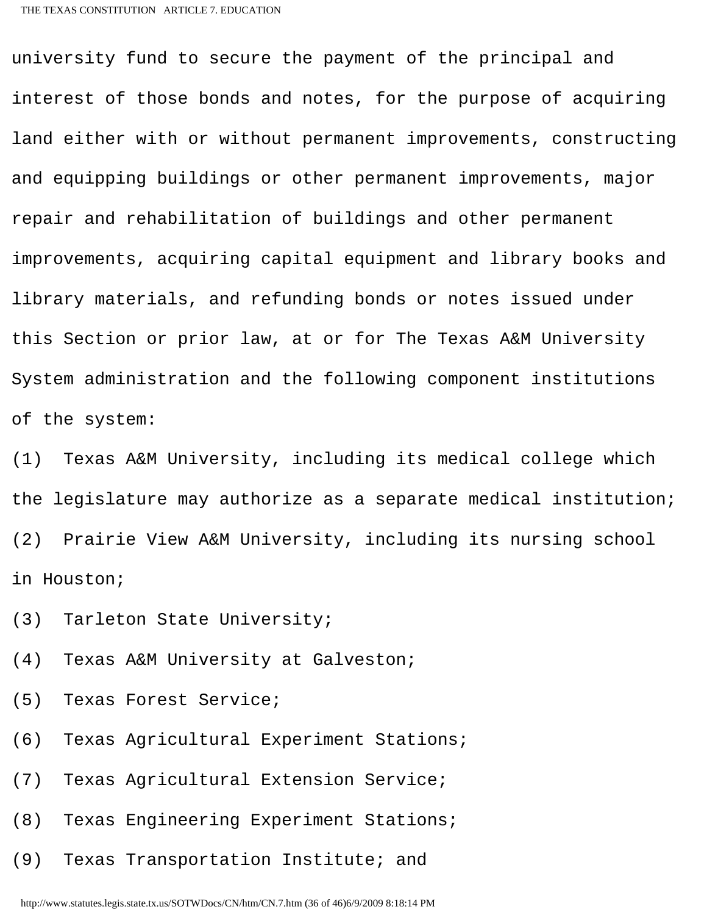university fund to secure the payment of the principal and interest of those bonds and notes, for the purpose of acquiring land either with or without permanent improvements, constructing and equipping buildings or other permanent improvements, major repair and rehabilitation of buildings and other permanent improvements, acquiring capital equipment and library books and library materials, and refunding bonds or notes issued under this Section or prior law, at or for The Texas A&M University System administration and the following component institutions of the system:

(1) Texas A&M University, including its medical college which the legislature may authorize as a separate medical institution;

(2) Prairie View A&M University, including its nursing school in Houston;

(3) Tarleton State University;

(4) Texas A&M University at Galveston;

(5) Texas Forest Service;

(6) Texas Agricultural Experiment Stations;

(7) Texas Agricultural Extension Service;

(8) Texas Engineering Experiment Stations;

(9) Texas Transportation Institute; and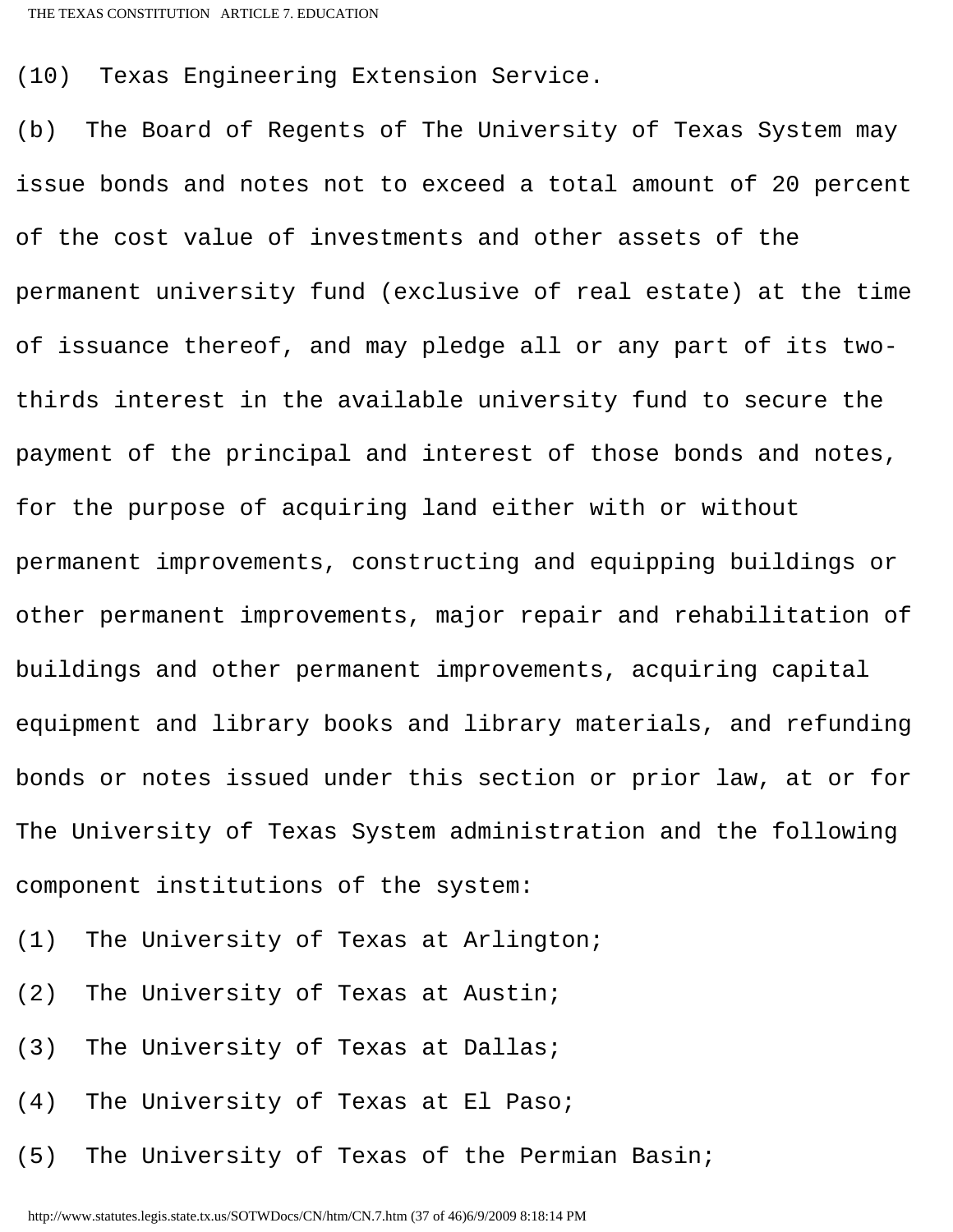(10) Texas Engineering Extension Service.

(b) The Board of Regents of The University of Texas System may issue bonds and notes not to exceed a total amount of 20 percent of the cost value of investments and other assets of the permanent university fund (exclusive of real estate) at the time of issuance thereof, and may pledge all or any part of its two-thirds interest in the available university fund to secure the payment of the principal and interest of those bonds and notes, for the purpose of acquiring land either with or without permanent improvements, constructing and equipping buildings or other permanent improvements, major repair and rehabilitation of buildings and other permanent improvements, acquiring capital equipment and library books and library materials, and refunding bonds or notes issued under this section or prior law, at or for The University of Texas System administration and the following component institutions of the system:

(1) The University of Texas at Arlington;

(2) The University of Texas at Austin;

(3) The University of Texas at Dallas;

(4) The University of Texas at El Paso;

(5) The University of Texas of the Permian Basin;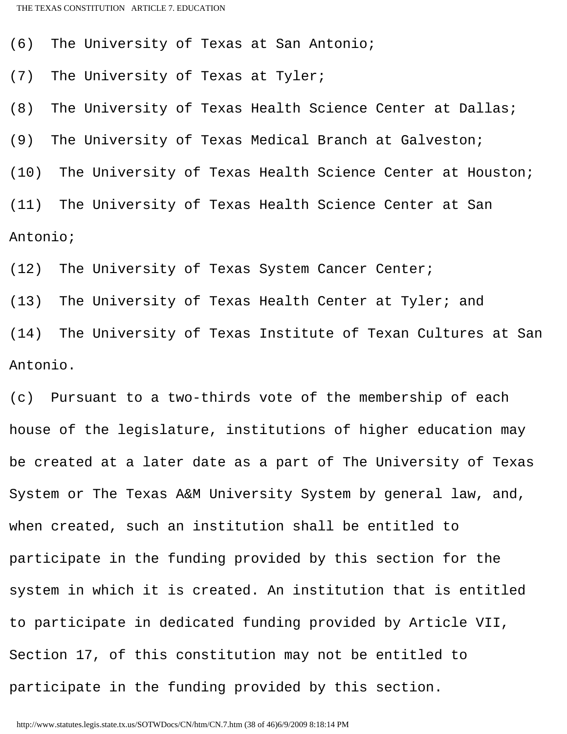(6) The University of Texas at San Antonio;

(7) The University of Texas at Tyler;

(8) The University of Texas Health Science Center at Dallas;

(9) The University of Texas Medical Branch at Galveston;

(10) The University of Texas Health Science Center at Houston;

(11) The University of Texas Health Science Center at San Antonio;

(12) The University of Texas System Cancer Center;

(13) The University of Texas Health Center at Tyler; and

(14) The University of Texas Institute of Texan Cultures at San Antonio.

(c) Pursuant to a two-thirds vote of the membership of each house of the legislature, institutions of higher education may be created at a later date as a part of The University of Texas System or The Texas A&M University System by general law, and, when created, such an institution shall be entitled to participate in the funding provided by this section for the system in which it is created. An institution that is entitled to participate in dedicated funding provided by Article VII, Section 17, of this constitution may not be entitled to participate in the funding provided by this section.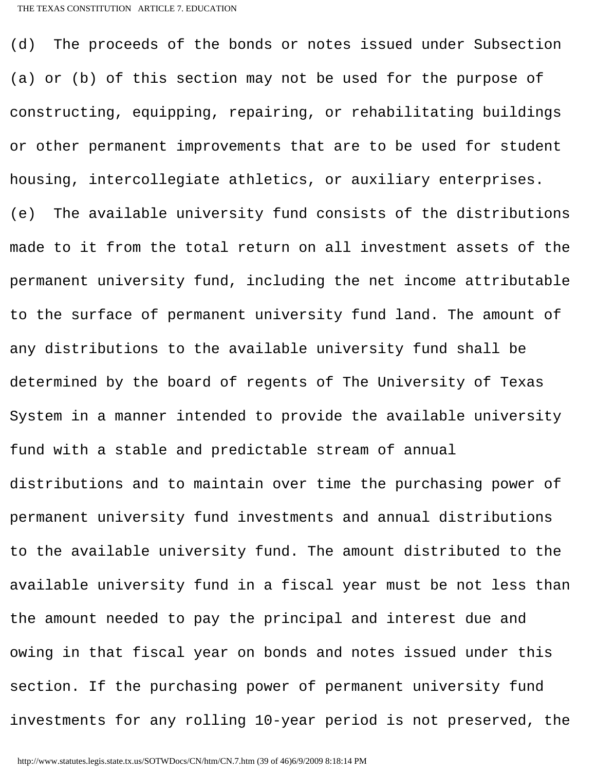(d) The proceeds of the bonds or notes issued under Subsection (a) or (b) of this section may not be used for the purpose of constructing, equipping, repairing, or rehabilitating buildings or other permanent improvements that are to be used for student housing, intercollegiate athletics, or auxiliary enterprises.

(e) The available university fund consists of the distributions made to it from the total return on all investment assets of the permanent university fund, including the net income attributable to the surface of permanent university fund land. The amount of any distributions to the available university fund shall be determined by the board of regents of The University of Texas System in a manner intended to provide the available university fund with a stable and predictable stream of annual distributions and to maintain over time the purchasing power of permanent university fund investments and annual distributions to the available university fund. The amount distributed to the available university fund in a fiscal year must be not less than the amount needed to pay the principal and interest due and owing in that fiscal year on bonds and notes issued under this section. If the purchasing power of permanent university fund investments for any rolling 10-year period is not preserved, the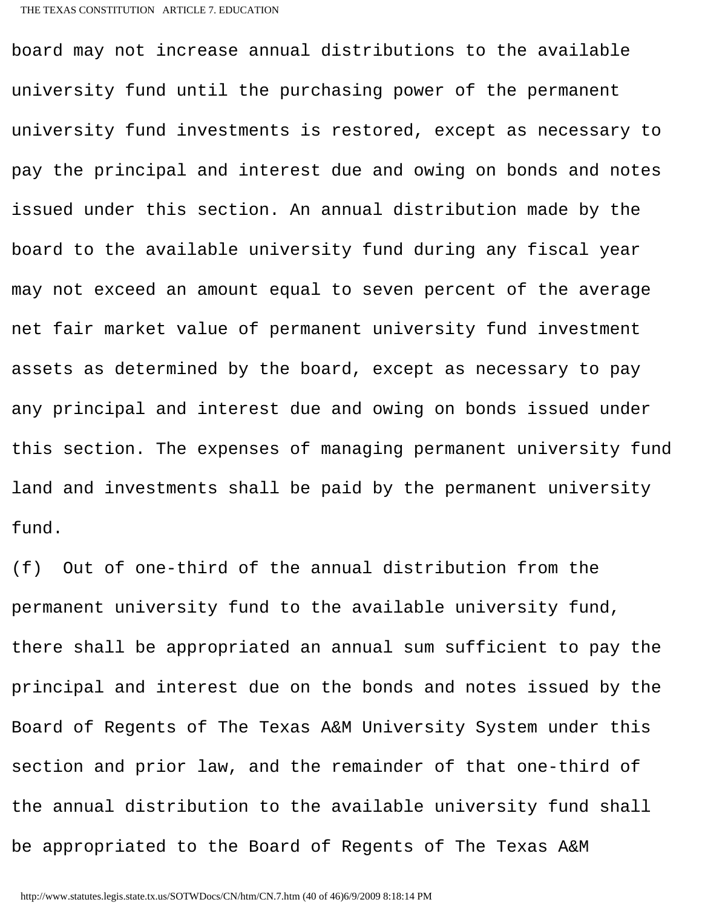board may not increase annual distributions to the available university fund until the purchasing power of the permanent university fund investments is restored, except as necessary to pay the principal and interest due and owing on bonds and notes issued under this section. An annual distribution made by the board to the available university fund during any fiscal year may not exceed an amount equal to seven percent of the average net fair market value of permanent university fund investment assets as determined by the board, except as necessary to pay any principal and interest due and owing on bonds issued under this section. The expenses of managing permanent university fund land and investments shall be paid by the permanent university fund.

(f) Out of one-third of the annual distribution from the permanent university fund to the available university fund, there shall be appropriated an annual sum sufficient to pay the principal and interest due on the bonds and notes issued by the Board of Regents of The Texas A&M University System under this section and prior law, and the remainder of that one-third of the annual distribution to the available university fund shall be appropriated to the Board of Regents of The Texas A&M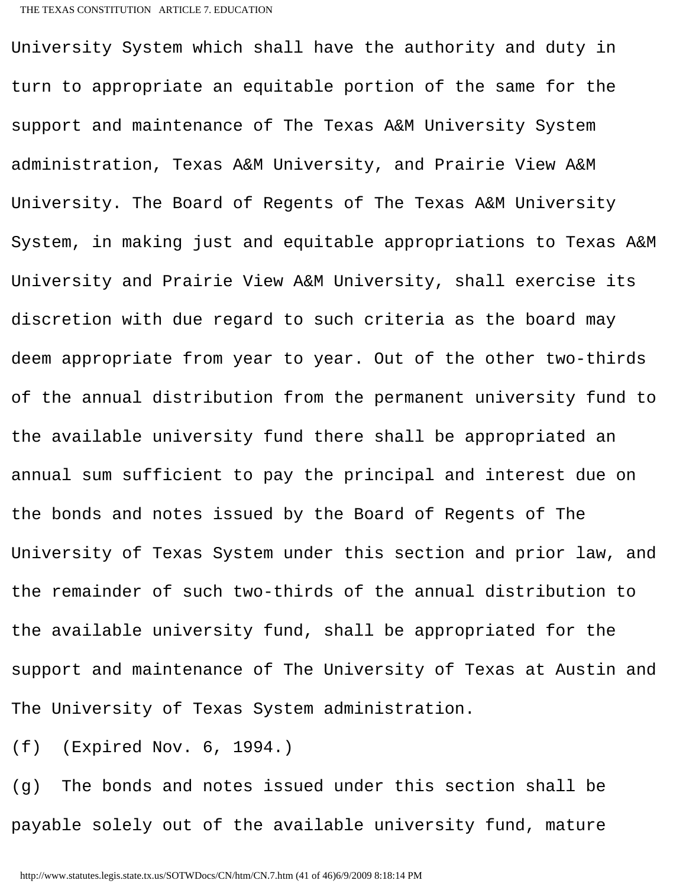University System which shall have the authority and duty in turn to appropriate an equitable portion of the same for the support and maintenance of The Texas A&M University System administration, Texas A&M University, and Prairie View A&M University. The Board of Regents of The Texas A&M University System, in making just and equitable appropriations to Texas A&M University and Prairie View A&M University, shall exercise its discretion with due regard to such criteria as the board may deem appropriate from year to year. Out of the other two-thirds of the annual distribution from the permanent university fund to the available university fund there shall be appropriated an annual sum sufficient to pay the principal and interest due on the bonds and notes issued by the Board of Regents of The University of Texas System under this section and prior law, and the remainder of such two-thirds of the annual distribution to the available university fund, shall be appropriated for the support and maintenance of The University of Texas at Austin and The University of Texas System administration.

(f) (Expired Nov. 6, 1994.)

(g) The bonds and notes issued under this section shall be payable solely out of the available university fund, mature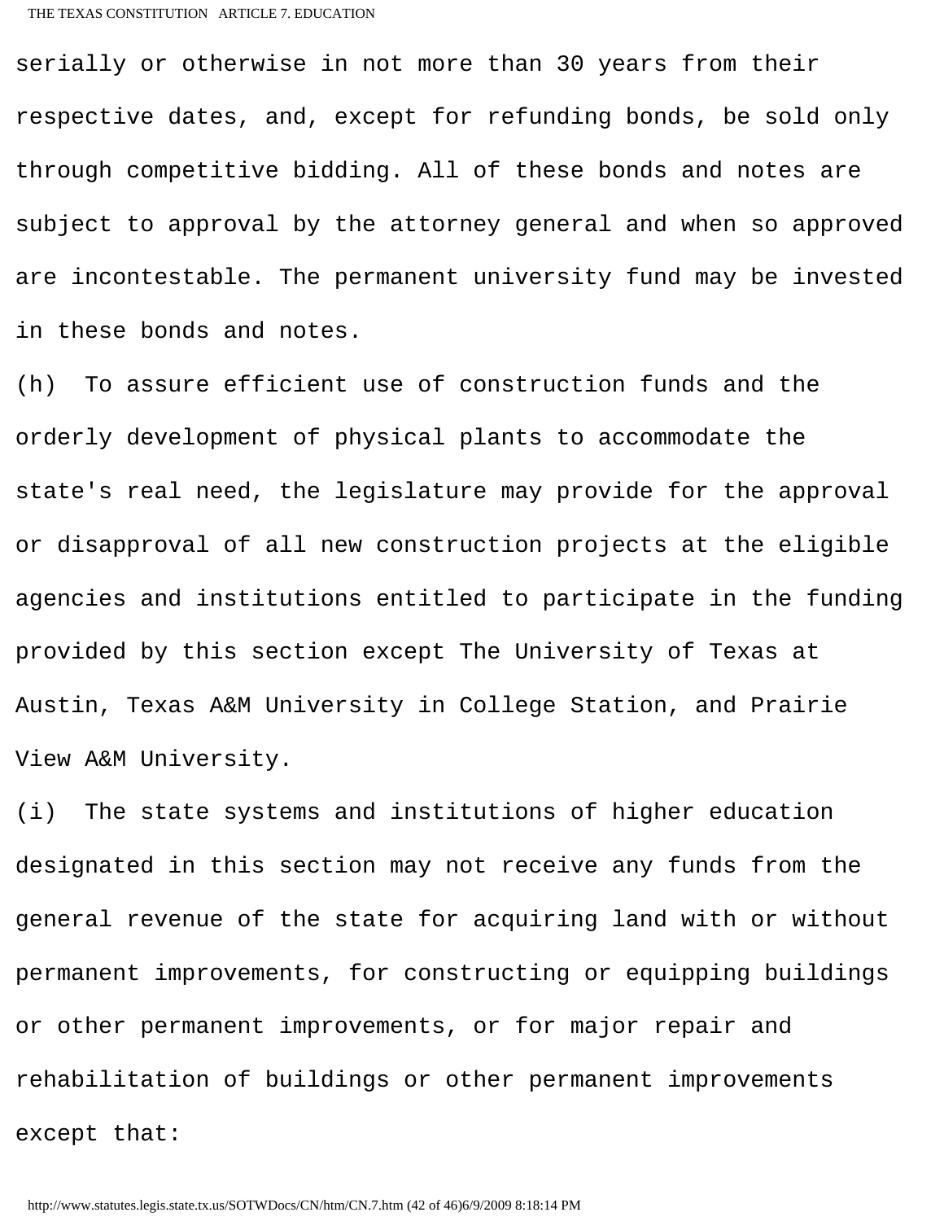serially or otherwise in not more than 30 years from their respective dates, and, except for refunding bonds, be sold only through competitive bidding. All of these bonds and notes are subject to approval by the attorney general and when so approved are incontestable. The permanent university fund may be invested in these bonds and notes.

(h) To assure efficient use of construction funds and the orderly development of physical plants to accommodate the state's real need, the legislature may provide for the approval or disapproval of all new construction projects at the eligible agencies and institutions entitled to participate in the funding provided by this section except The University of Texas at Austin, Texas A&M University in College Station, and Prairie View A&M University.

(i) The state systems and institutions of higher education designated in this section may not receive any funds from the general revenue of the state for acquiring land with or without permanent improvements, for constructing or equipping buildings or other permanent improvements, or for major repair and rehabilitation of buildings or other permanent improvements except that: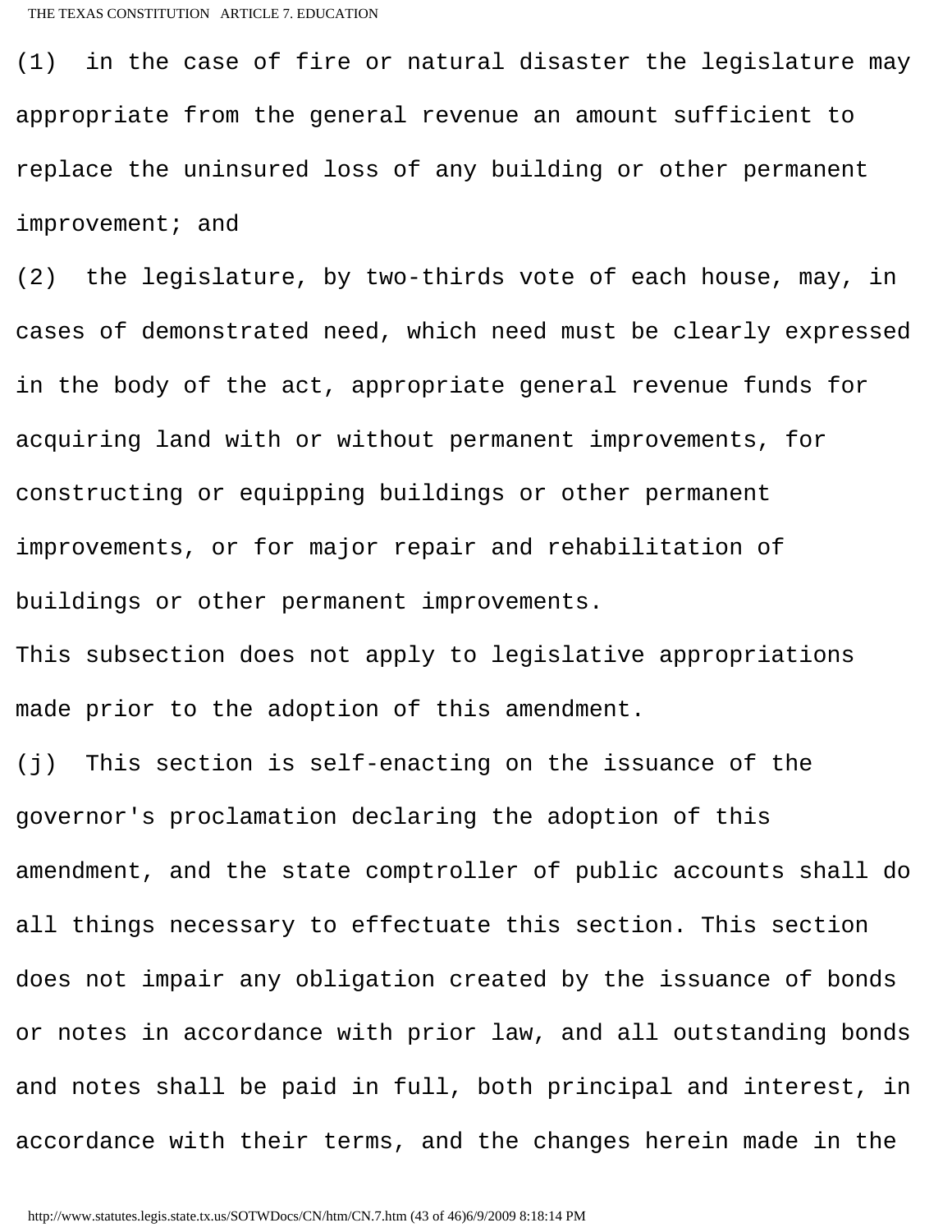(1) in the case of fire or natural disaster the legislature may appropriate from the general revenue an amount sufficient to replace the uninsured loss of any building or other permanent improvement; and

(2) the legislature, by two-thirds vote of each house, may, in cases of demonstrated need, which need must be clearly expressed in the body of the act, appropriate general revenue funds for acquiring land with or without permanent improvements, for constructing or equipping buildings or other permanent improvements, or for major repair and rehabilitation of buildings or other permanent improvements.

This subsection does not apply to legislative appropriations made prior to the adoption of this amendment.

(j) This section is self-enacting on the issuance of the governor's proclamation declaring the adoption of this amendment, and the state comptroller of public accounts shall do all things necessary to effectuate this section. This section does not impair any obligation created by the issuance of bonds or notes in accordance with prior law, and all outstanding bonds and notes shall be paid in full, both principal and interest, in accordance with their terms, and the changes herein made in the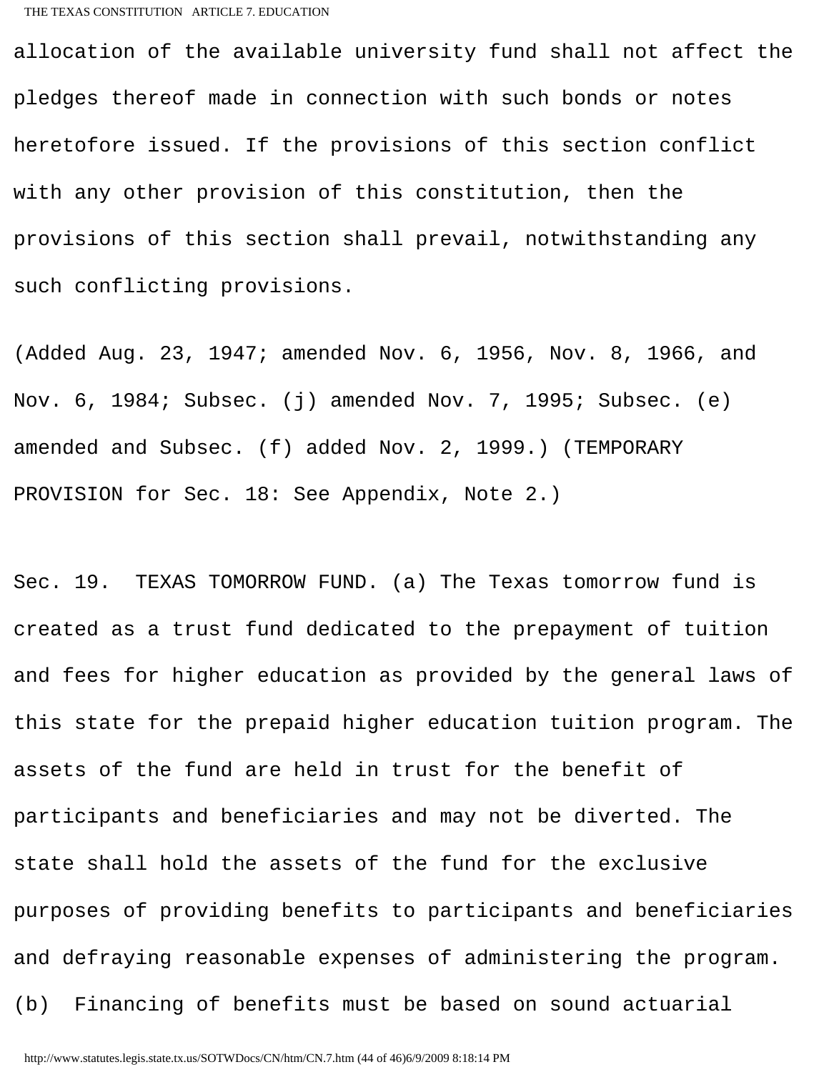allocation of the available university fund shall not affect the pledges thereof made in connection with such bonds or notes heretofore issued. If the provisions of this section conflict with any other provision of this constitution, then the provisions of this section shall prevail, notwithstanding any such conflicting provisions.

(Added Aug. 23, 1947; amended Nov. 6, 1956, Nov. 8, 1966, and Nov. 6, 1984; Subsec. (j) amended Nov. 7, 1995; Subsec. (e) amended and Subsec. (f) added Nov. 2, 1999.) (TEMPORARY PROVISION for Sec. 18: See Appendix, Note 2.)

Sec. 19. TEXAS TOMORROW FUND. (a) The Texas tomorrow fund is created as a trust fund dedicated to the prepayment of tuition and fees for higher education as provided by the general laws of this state for the prepaid higher education tuition program. The assets of the fund are held in trust for the benefit of participants and beneficiaries and may not be diverted. The state shall hold the assets of the fund for the exclusive purposes of providing benefits to participants and beneficiaries and defraying reasonable expenses of administering the program.
(b) Financing of benefits must be based on sound actuarial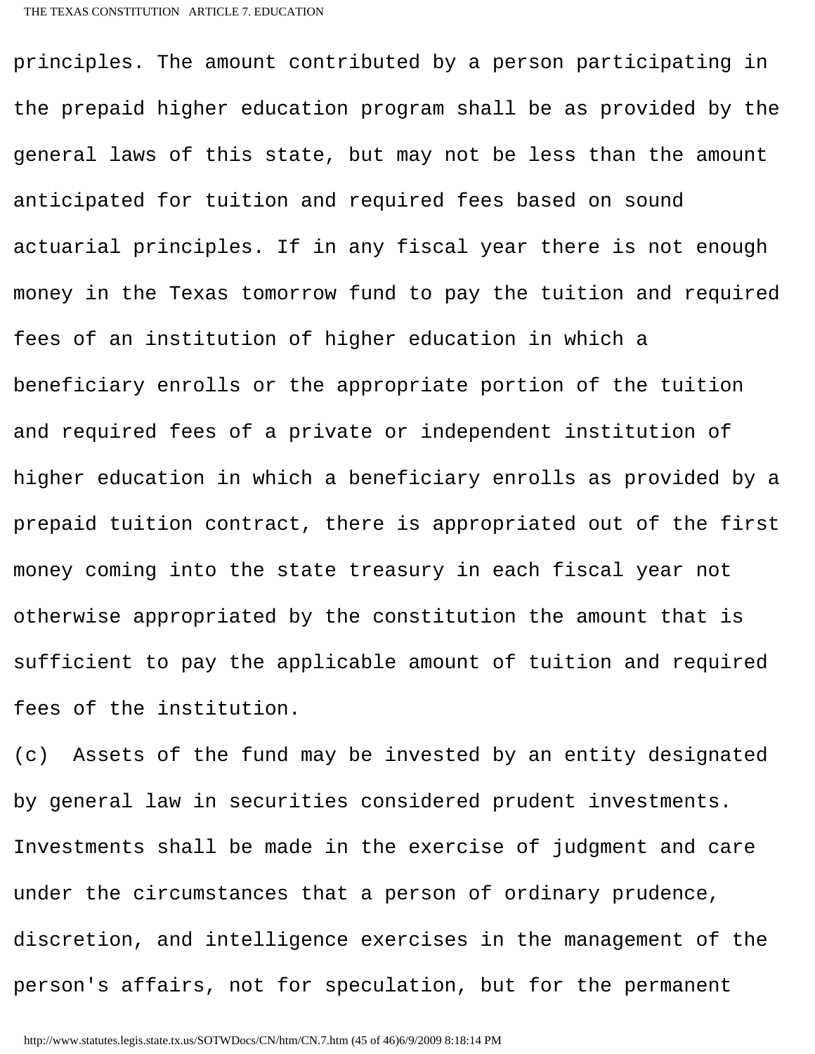principles. The amount contributed by a person participating in the prepaid higher education program shall be as provided by the general laws of this state, but may not be less than the amount anticipated for tuition and required fees based on sound actuarial principles. If in any fiscal year there is not enough money in the Texas tomorrow fund to pay the tuition and required fees of an institution of higher education in which a beneficiary enrolls or the appropriate portion of the tuition and required fees of a private or independent institution of higher education in which a beneficiary enrolls as provided by a prepaid tuition contract, there is appropriated out of the first money coming into the state treasury in each fiscal year not otherwise appropriated by the constitution the amount that is sufficient to pay the applicable amount of tuition and required fees of the institution.

(c) Assets of the fund may be invested by an entity designated by general law in securities considered prudent investments. Investments shall be made in the exercise of judgment and care under the circumstances that a person of ordinary prudence, discretion, and intelligence exercises in the management of the person's affairs, not for speculation, but for the permanent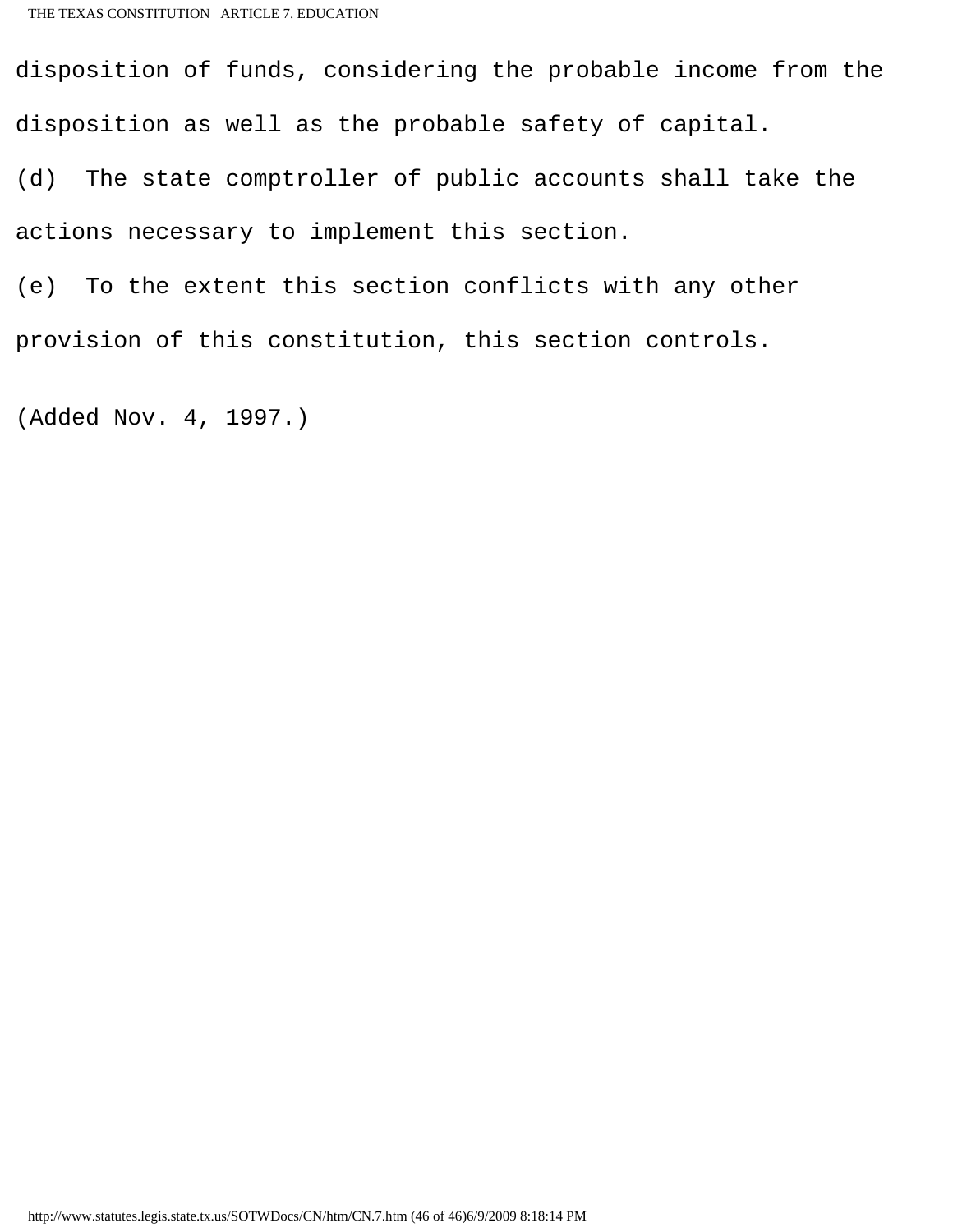disposition of funds, considering the probable income from the disposition as well as the probable safety of capital.

(d) The state comptroller of public accounts shall take the actions necessary to implement this section.

(e) To the extent this section conflicts with any other provision of this constitution, this section controls.

(Added Nov. 4, 1997.)